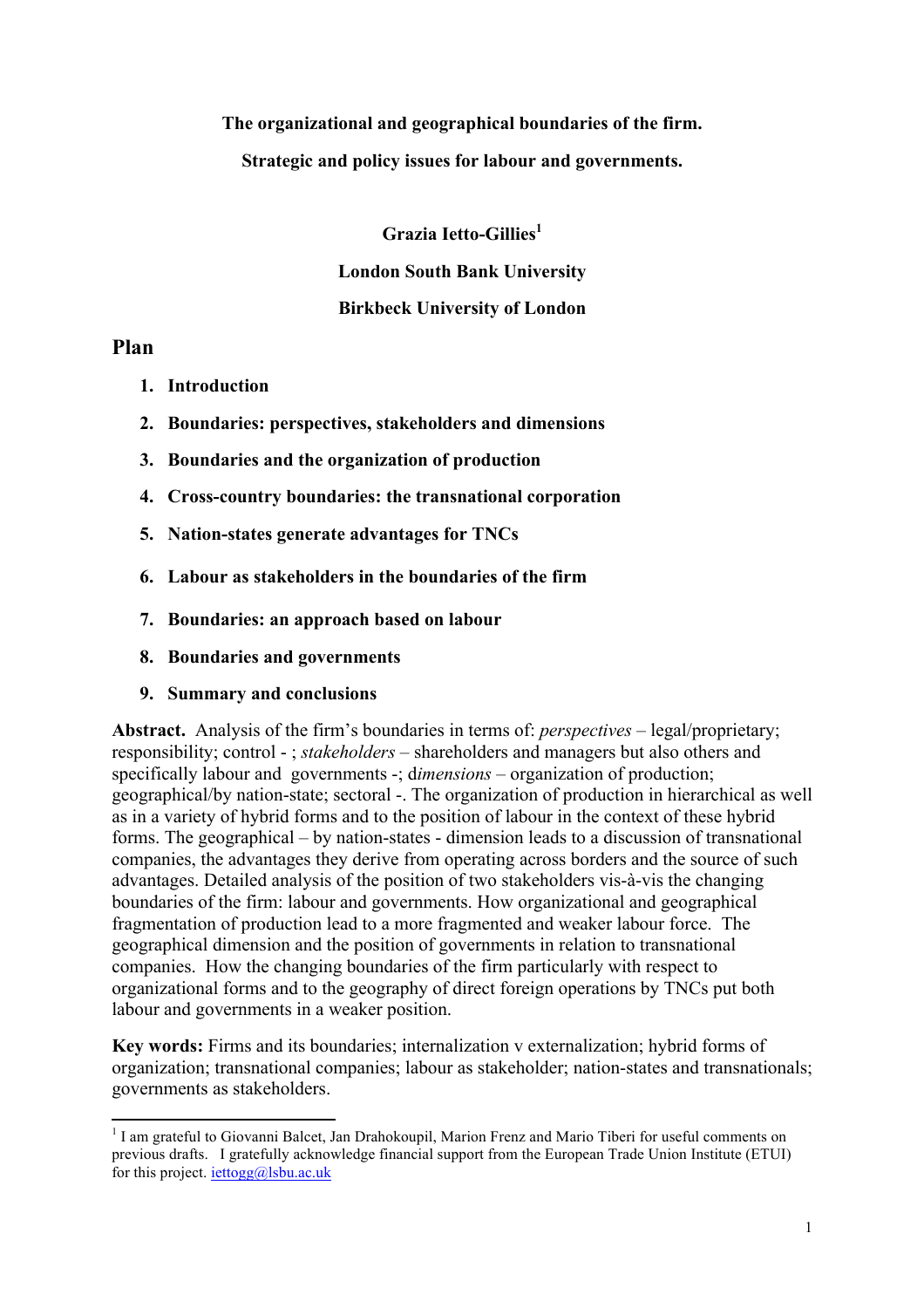**The organizational and geographical boundaries of the firm.**

**Strategic and policy issues for labour and governments.**

**Grazia Ietto-Gillies[1]**

**London South Bank University**

**Birkbeck University of London**

## Plan

1. **Introduction**
2. **Boundaries: perspectives, stakeholders and dimensions**
3. **Boundaries and the organization of production**
4. **Cross-country boundaries: the transnational corporation**
5. **Nation-states generate advantages for TNCs**
6. **Labour as stakeholders in the boundaries of the firm**
7. **Boundaries: an approach based on labour**
8. **Boundaries and governments**
9. **Summary and conclusions**

**Abstract.** Analysis of the firm's boundaries in terms of: *perspectives* – legal/proprietary; responsibility; control - ; *stakeholders* – shareholders and managers but also others and specifically labour and governments -; d*imensions* – organization of production; geographical/by nation-state; sectoral -. The organization of production in hierarchical as well as in a variety of hybrid forms and to the position of labour in the context of these hybrid forms. The geographical – by nation-states - dimension leads to a discussion of transnational companies, the advantages they derive from operating across borders and the source of such advantages. Detailed analysis of the position of two stakeholders vis-à-vis the changing boundaries of the firm: labour and governments. How organizational and geographical fragmentation of production lead to a more fragmented and weaker labour force. The geographical dimension and the position of governments in relation to transnational companies. How the changing boundaries of the firm particularly with respect to organizational forms and to the geography of direct foreign operations by TNCs put both labour and governments in a weaker position.

**Key words:** Firms and its boundaries; internalization v externalization; hybrid forms of organization; transnational companies; labour as stakeholder; nation-states and transnationals; governments as stakeholders.

---

[1] I am grateful to Giovanni Balcet, Jan Drahokoupil, Marion Frenz and Mario Tiberi for useful comments on previous drafts. I gratefully acknowledge financial support from the European Trade Union Institute (ETUI) for this project. iettogg@lsbu.ac.uk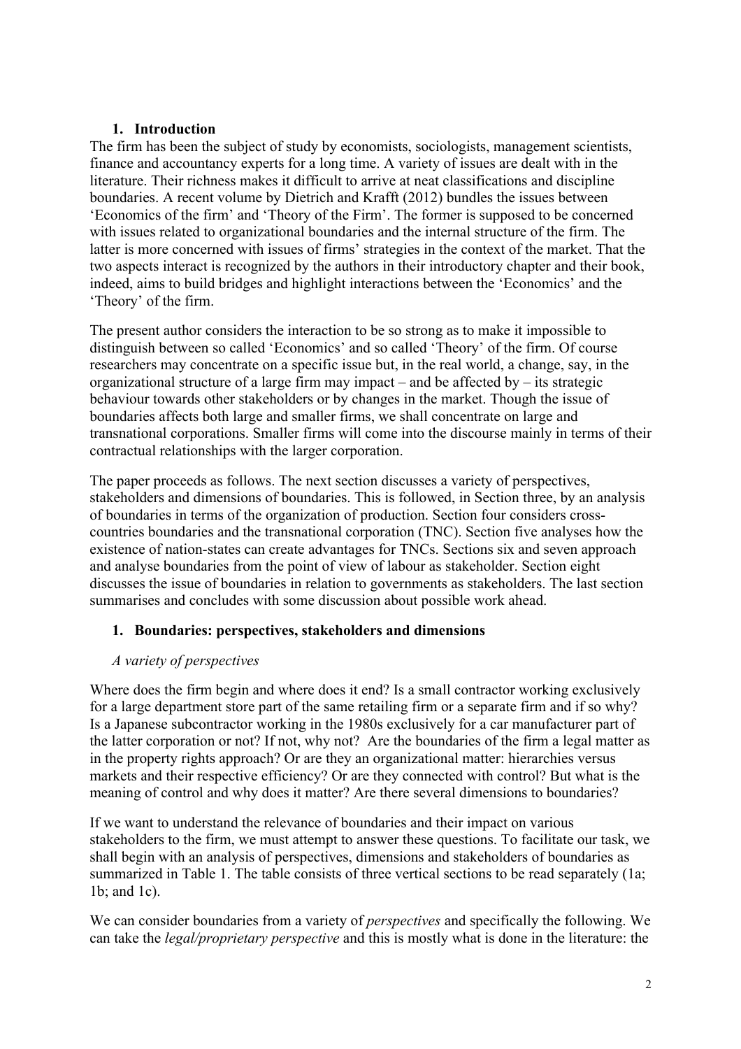## 1. Introduction

The firm has been the subject of study by economists, sociologists, management scientists, finance and accountancy experts for a long time. A variety of issues are dealt with in the literature. Their richness makes it difficult to arrive at neat classifications and discipline boundaries. A recent volume by Dietrich and Krafft (2012) bundles the issues between 'Economics of the firm' and 'Theory of the Firm'. The former is supposed to be concerned with issues related to organizational boundaries and the internal structure of the firm. The latter is more concerned with issues of firms' strategies in the context of the market. That the two aspects interact is recognized by the authors in their introductory chapter and their book, indeed, aims to build bridges and highlight interactions between the 'Economics' and the 'Theory' of the firm.

The present author considers the interaction to be so strong as to make it impossible to distinguish between so called 'Economics' and so called 'Theory' of the firm. Of course researchers may concentrate on a specific issue but, in the real world, a change, say, in the organizational structure of a large firm may impact – and be affected by – its strategic behaviour towards other stakeholders or by changes in the market. Though the issue of boundaries affects both large and smaller firms, we shall concentrate on large and transnational corporations. Smaller firms will come into the discourse mainly in terms of their contractual relationships with the larger corporation.

The paper proceeds as follows. The next section discusses a variety of perspectives, stakeholders and dimensions of boundaries. This is followed, in Section three, by an analysis of boundaries in terms of the organization of production. Section four considers cross-countries boundaries and the transnational corporation (TNC). Section five analyses how the existence of nation-states can create advantages for TNCs. Sections six and seven approach and analyse boundaries from the point of view of labour as stakeholder. Section eight discusses the issue of boundaries in relation to governments as stakeholders. The last section summarises and concludes with some discussion about possible work ahead.

## 1. Boundaries: perspectives, stakeholders and dimensions

### *A variety of perspectives*

Where does the firm begin and where does it end? Is a small contractor working exclusively for a large department store part of the same retailing firm or a separate firm and if so why? Is a Japanese subcontractor working in the 1980s exclusively for a car manufacturer part of the latter corporation or not? If not, why not? Are the boundaries of the firm a legal matter as in the property rights approach? Or are they an organizational matter: hierarchies versus markets and their respective efficiency? Or are they connected with control? But what is the meaning of control and why does it matter? Are there several dimensions to boundaries?

If we want to understand the relevance of boundaries and their impact on various stakeholders to the firm, we must attempt to answer these questions. To facilitate our task, we shall begin with an analysis of perspectives, dimensions and stakeholders of boundaries as summarized in Table 1. The table consists of three vertical sections to be read separately (1a; 1b; and 1c).

We can consider boundaries from a variety of *perspectives* and specifically the following. We can take the *legal/proprietary perspective* and this is mostly what is done in the literature: the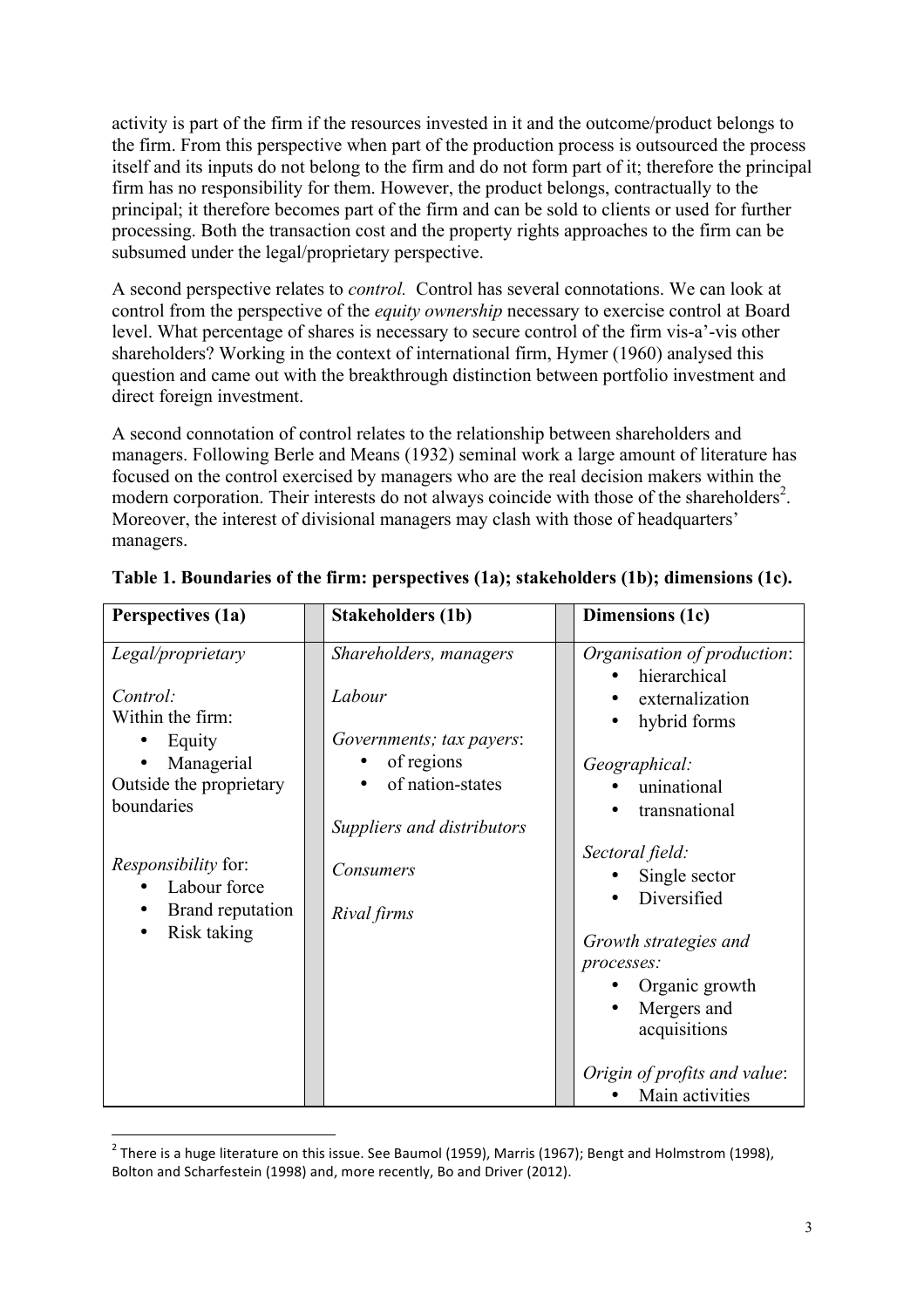activity is part of the firm if the resources invested in it and the outcome/product belongs to the firm. From this perspective when part of the production process is outsourced the process itself and its inputs do not belong to the firm and do not form part of it; therefore the principal firm has no responsibility for them. However, the product belongs, contractually to the principal; it therefore becomes part of the firm and can be sold to clients or used for further processing. Both the transaction cost and the property rights approaches to the firm can be subsumed under the legal/proprietary perspective.

A second perspective relates to *control.* Control has several connotations. We can look at control from the perspective of the *equity ownership* necessary to exercise control at Board level. What percentage of shares is necessary to secure control of the firm vis-a'-vis other shareholders? Working in the context of international firm, Hymer (1960) analysed this question and came out with the breakthrough distinction between portfolio investment and direct foreign investment.

A second connotation of control relates to the relationship between shareholders and managers. Following Berle and Means (1932) seminal work a large amount of literature has focused on the control exercised by managers who are the real decision makers within the modern corporation. Their interests do not always coincide with those of the shareholders[2]. Moreover, the interest of divisional managers may clash with those of headquarters' managers.

**Table 1. Boundaries of the firm: perspectives (1a); stakeholders (1b); dimensions (1c).**

| Perspectives (1a) | | Stakeholders (1b) | | Dimensions (1c) |
|---|---|---|---|---|
| *Legal/proprietary*<br><br>*Control:*<br>Within the firm:<br>• Equity<br>• Managerial<br>Outside the proprietary boundaries<br><br>*Responsibility* for:<br>• Labour force<br>• Brand reputation<br>• Risk taking | | *Shareholders, managers*<br><br>*Labour*<br><br>*Governments; tax payers*:<br>• of regions<br>• of nation-states<br><br>*Suppliers and distributors*<br><br>*Consumers*<br><br>*Rival firms* | | *Organisation of production*:<br>• hierarchical<br>• externalization<br>• hybrid forms<br><br>*Geographical:*<br>• uninational<br>• transnational<br><br>*Sectoral field:*<br>• Single sector<br>• Diversified<br><br>*Growth strategies and processes:*<br>• Organic growth<br>• Mergers and acquisitions<br><br>*Origin of profits and value*:<br>• Main activities |

[2] There is a huge literature on this issue. See Baumol (1959), Marris (1967); Bengt and Holmstrom (1998), Bolton and Scharfestein (1998) and, more recently, Bo and Driver (2012).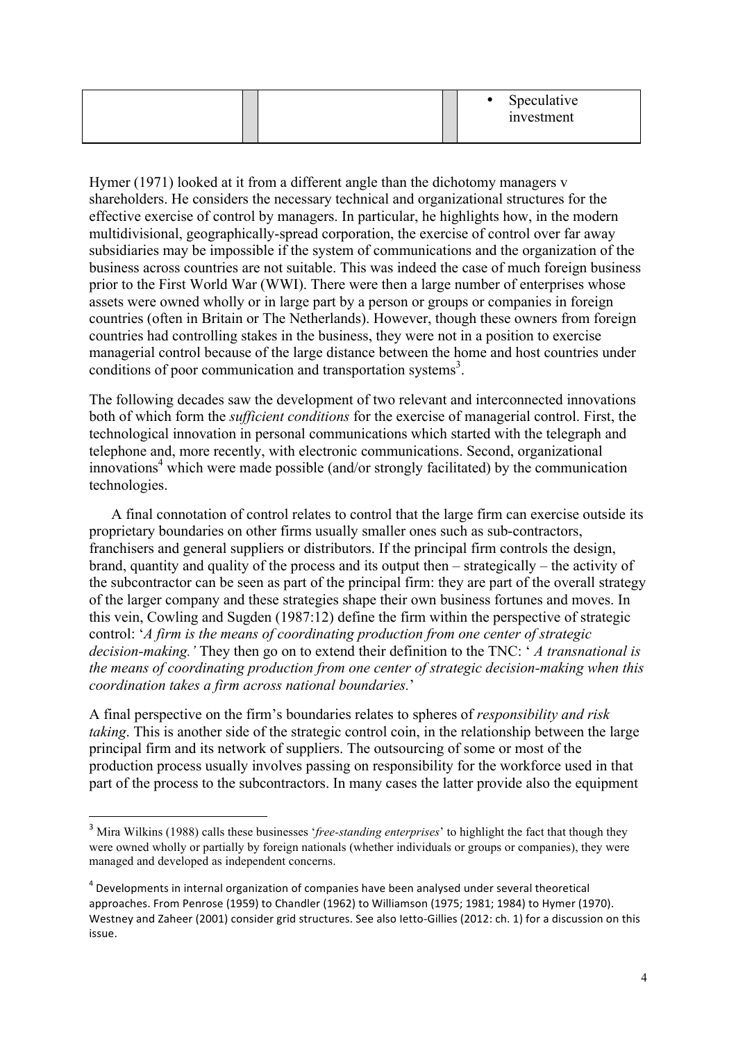| | | | | • Speculative investment |
|---|---|---|---|---|

Hymer (1971) looked at it from a different angle than the dichotomy managers v shareholders. He considers the necessary technical and organizational structures for the effective exercise of control by managers. In particular, he highlights how, in the modern multidivisional, geographically-spread corporation, the exercise of control over far away subsidiaries may be impossible if the system of communications and the organization of the business across countries are not suitable. This was indeed the case of much foreign business prior to the First World War (WWI). There were then a large number of enterprises whose assets were owned wholly or in large part by a person or groups or companies in foreign countries (often in Britain or The Netherlands). However, though these owners from foreign countries had controlling stakes in the business, they were not in a position to exercise managerial control because of the large distance between the home and host countries under conditions of poor communication and transportation systems[3].

The following decades saw the development of two relevant and interconnected innovations both of which form the *sufficient conditions* for the exercise of managerial control. First, the technological innovation in personal communications which started with the telegraph and telephone and, more recently, with electronic communications. Second, organizational innovations[4] which were made possible (and/or strongly facilitated) by the communication technologies.

A final connotation of control relates to control that the large firm can exercise outside its proprietary boundaries on other firms usually smaller ones such as sub-contractors, franchisers and general suppliers or distributors. If the principal firm controls the design, brand, quantity and quality of the process and its output then – strategically – the activity of the subcontractor can be seen as part of the principal firm: they are part of the overall strategy of the larger company and these strategies shape their own business fortunes and moves. In this vein, Cowling and Sugden (1987:12) define the firm within the perspective of strategic control: '*A firm is the means of coordinating production from one center of strategic decision-making.'* They then go on to extend their definition to the TNC: '*A transnational is the means of coordinating production from one center of strategic decision-making when this coordination takes a firm across national boundaries.*'

A final perspective on the firm's boundaries relates to spheres of *responsibility and risk taking*. This is another side of the strategic control coin, in the relationship between the large principal firm and its network of suppliers. The outsourcing of some or most of the production process usually involves passing on responsibility for the workforce used in that part of the process to the subcontractors. In many cases the latter provide also the equipment

[3] Mira Wilkins (1988) calls these businesses '*free-standing enterprises*' to highlight the fact that though they were owned wholly or partially by foreign nationals (whether individuals or groups or companies), they were managed and developed as independent concerns.

[4] Developments in internal organization of companies have been analysed under several theoretical approaches. From Penrose (1959) to Chandler (1962) to Williamson (1975; 1981; 1984) to Hymer (1970). Westney and Zaheer (2001) consider grid structures. See also Ietto-Gillies (2012: ch. 1) for a discussion on this issue.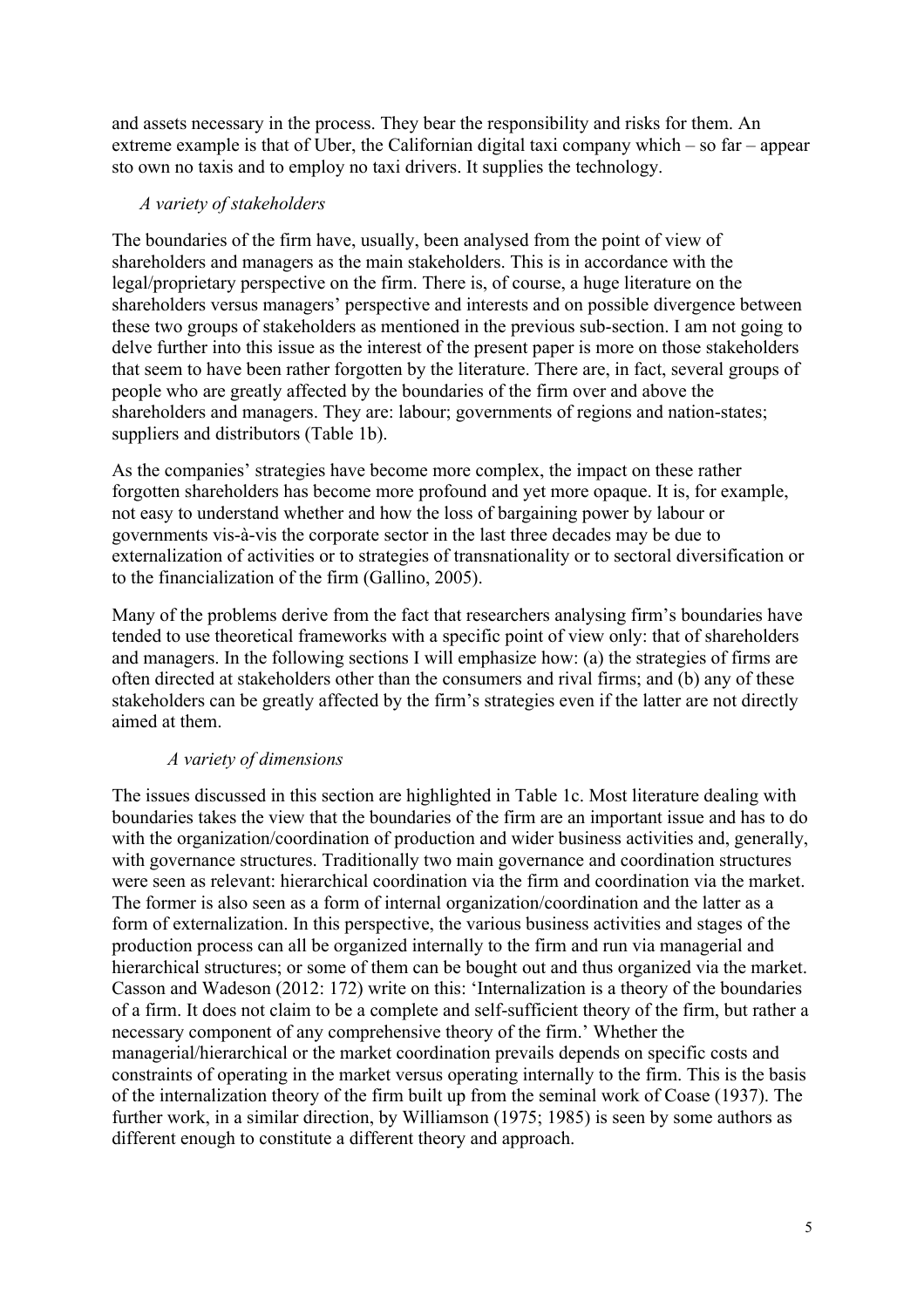and assets necessary in the process. They bear the responsibility and risks for them. An extreme example is that of Uber, the Californian digital taxi company which – so far – appear sto own no taxis and to employ no taxi drivers. It supplies the technology.

### *A variety of stakeholders*

The boundaries of the firm have, usually, been analysed from the point of view of shareholders and managers as the main stakeholders. This is in accordance with the legal/proprietary perspective on the firm. There is, of course, a huge literature on the shareholders versus managers' perspective and interests and on possible divergence between these two groups of stakeholders as mentioned in the previous sub-section. I am not going to delve further into this issue as the interest of the present paper is more on those stakeholders that seem to have been rather forgotten by the literature. There are, in fact, several groups of people who are greatly affected by the boundaries of the firm over and above the shareholders and managers. They are: labour; governments of regions and nation-states; suppliers and distributors (Table 1b).

As the companies' strategies have become more complex, the impact on these rather forgotten shareholders has become more profound and yet more opaque. It is, for example, not easy to understand whether and how the loss of bargaining power by labour or governments vis-à-vis the corporate sector in the last three decades may be due to externalization of activities or to strategies of transnationality or to sectoral diversification or to the financialization of the firm (Gallino, 2005).

Many of the problems derive from the fact that researchers analysing firm's boundaries have tended to use theoretical frameworks with a specific point of view only: that of shareholders and managers. In the following sections I will emphasize how: (a) the strategies of firms are often directed at stakeholders other than the consumers and rival firms; and (b) any of these stakeholders can be greatly affected by the firm's strategies even if the latter are not directly aimed at them.

### *A variety of dimensions*

The issues discussed in this section are highlighted in Table 1c. Most literature dealing with boundaries takes the view that the boundaries of the firm are an important issue and has to do with the organization/coordination of production and wider business activities and, generally, with governance structures. Traditionally two main governance and coordination structures were seen as relevant: hierarchical coordination via the firm and coordination via the market. The former is also seen as a form of internal organization/coordination and the latter as a form of externalization. In this perspective, the various business activities and stages of the production process can all be organized internally to the firm and run via managerial and hierarchical structures; or some of them can be bought out and thus organized via the market. Casson and Wadeson (2012: 172) write on this: 'Internalization is a theory of the boundaries of a firm. It does not claim to be a complete and self-sufficient theory of the firm, but rather a necessary component of any comprehensive theory of the firm.' Whether the managerial/hierarchical or the market coordination prevails depends on specific costs and constraints of operating in the market versus operating internally to the firm. This is the basis of the internalization theory of the firm built up from the seminal work of Coase (1937). The further work, in a similar direction, by Williamson (1975; 1985) is seen by some authors as different enough to constitute a different theory and approach.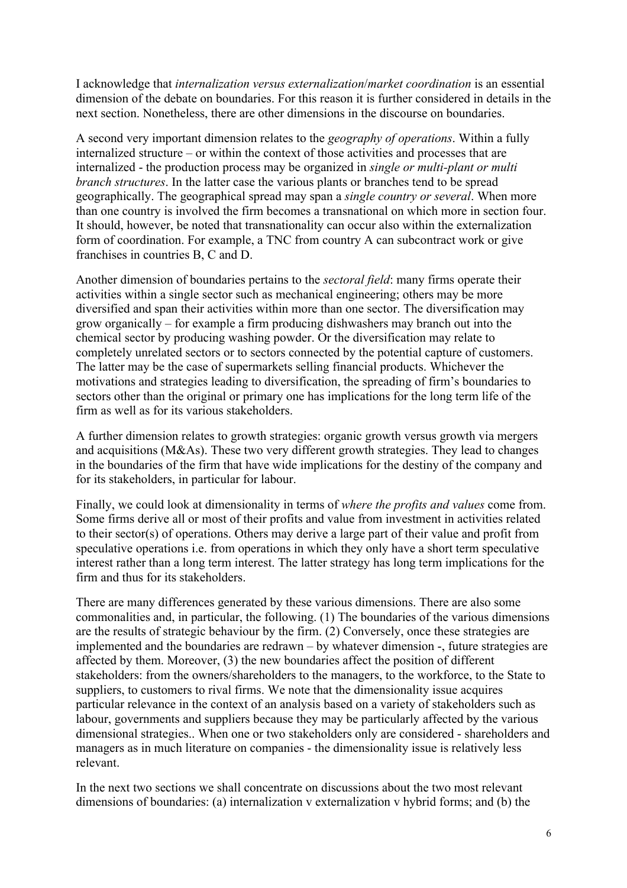I acknowledge that *internalization versus externalization*/*market coordination* is an essential dimension of the debate on boundaries. For this reason it is further considered in details in the next section. Nonetheless, there are other dimensions in the discourse on boundaries.

A second very important dimension relates to the *geography of operations*. Within a fully internalized structure – or within the context of those activities and processes that are internalized - the production process may be organized in *single or multi-plant or multi branch structures*. In the latter case the various plants or branches tend to be spread geographically. The geographical spread may span a *single country or several*. When more than one country is involved the firm becomes a transnational on which more in section four. It should, however, be noted that transnationality can occur also within the externalization form of coordination. For example, a TNC from country A can subcontract work or give franchises in countries B, C and D.

Another dimension of boundaries pertains to the *sectoral field*: many firms operate their activities within a single sector such as mechanical engineering; others may be more diversified and span their activities within more than one sector. The diversification may grow organically – for example a firm producing dishwashers may branch out into the chemical sector by producing washing powder. Or the diversification may relate to completely unrelated sectors or to sectors connected by the potential capture of customers. The latter may be the case of supermarkets selling financial products. Whichever the motivations and strategies leading to diversification, the spreading of firm's boundaries to sectors other than the original or primary one has implications for the long term life of the firm as well as for its various stakeholders.

A further dimension relates to growth strategies: organic growth versus growth via mergers and acquisitions (M&As). These two very different growth strategies. They lead to changes in the boundaries of the firm that have wide implications for the destiny of the company and for its stakeholders, in particular for labour.

Finally, we could look at dimensionality in terms of *where the profits and values* come from. Some firms derive all or most of their profits and value from investment in activities related to their sector(s) of operations. Others may derive a large part of their value and profit from speculative operations i.e. from operations in which they only have a short term speculative interest rather than a long term interest. The latter strategy has long term implications for the firm and thus for its stakeholders.

There are many differences generated by these various dimensions. There are also some commonalities and, in particular, the following. (1) The boundaries of the various dimensions are the results of strategic behaviour by the firm. (2) Conversely, once these strategies are implemented and the boundaries are redrawn – by whatever dimension -, future strategies are affected by them. Moreover, (3) the new boundaries affect the position of different stakeholders: from the owners/shareholders to the managers, to the workforce, to the State to suppliers, to customers to rival firms. We note that the dimensionality issue acquires particular relevance in the context of an analysis based on a variety of stakeholders such as labour, governments and suppliers because they may be particularly affected by the various dimensional strategies.. When one or two stakeholders only are considered - shareholders and managers as in much literature on companies - the dimensionality issue is relatively less relevant.

In the next two sections we shall concentrate on discussions about the two most relevant dimensions of boundaries: (a) internalization v externalization v hybrid forms; and (b) the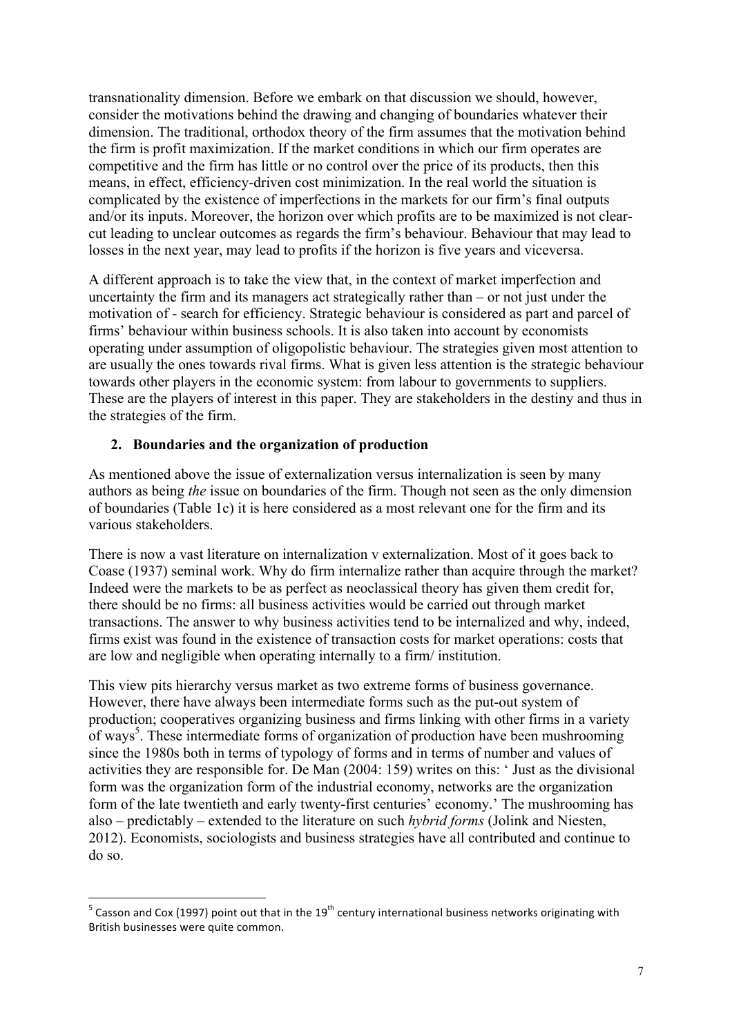transnationality dimension. Before we embark on that discussion we should, however, consider the motivations behind the drawing and changing of boundaries whatever their dimension. The traditional, orthodox theory of the firm assumes that the motivation behind the firm is profit maximization. If the market conditions in which our firm operates are competitive and the firm has little or no control over the price of its products, then this means, in effect, efficiency-driven cost minimization. In the real world the situation is complicated by the existence of imperfections in the markets for our firm's final outputs and/or its inputs. Moreover, the horizon over which profits are to be maximized is not clear-cut leading to unclear outcomes as regards the firm's behaviour. Behaviour that may lead to losses in the next year, may lead to profits if the horizon is five years and viceversa.

A different approach is to take the view that, in the context of market imperfection and uncertainty the firm and its managers act strategically rather than – or not just under the motivation of - search for efficiency. Strategic behaviour is considered as part and parcel of firms' behaviour within business schools. It is also taken into account by economists operating under assumption of oligopolistic behaviour. The strategies given most attention to are usually the ones towards rival firms. What is given less attention is the strategic behaviour towards other players in the economic system: from labour to governments to suppliers. These are the players of interest in this paper. They are stakeholders in the destiny and thus in the strategies of the firm.

## 2. Boundaries and the organization of production

As mentioned above the issue of externalization versus internalization is seen by many authors as being *the* issue on boundaries of the firm. Though not seen as the only dimension of boundaries (Table 1c) it is here considered as a most relevant one for the firm and its various stakeholders.

There is now a vast literature on internalization v externalization. Most of it goes back to Coase (1937) seminal work. Why do firm internalize rather than acquire through the market? Indeed were the markets to be as perfect as neoclassical theory has given them credit for, there should be no firms: all business activities would be carried out through market transactions. The answer to why business activities tend to be internalized and why, indeed, firms exist was found in the existence of transaction costs for market operations: costs that are low and negligible when operating internally to a firm/ institution.

This view pits hierarchy versus market as two extreme forms of business governance. However, there have always been intermediate forms such as the put-out system of production; cooperatives organizing business and firms linking with other firms in a variety of ways[5]. These intermediate forms of organization of production have been mushrooming since the 1980s both in terms of typology of forms and in terms of number and values of activities they are responsible for. De Man (2004: 159) writes on this: ' Just as the divisional form was the organization form of the industrial economy, networks are the organization form of the late twentieth and early twenty-first centuries' economy.' The mushrooming has also – predictably – extended to the literature on such *hybrid forms* (Jolink and Niesten, 2012). Economists, sociologists and business strategies have all contributed and continue to do so.

[5] Casson and Cox (1997) point out that in the 19th century international business networks originating with British businesses were quite common.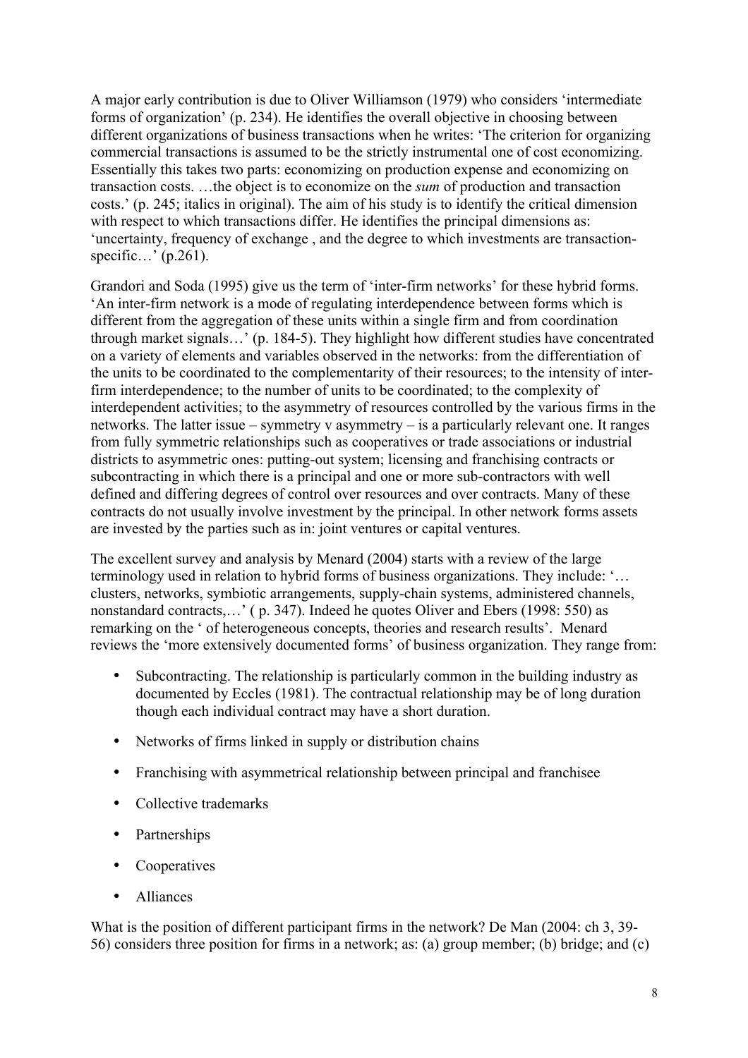A major early contribution is due to Oliver Williamson (1979) who considers 'intermediate forms of organization' (p. 234). He identifies the overall objective in choosing between different organizations of business transactions when he writes: 'The criterion for organizing commercial transactions is assumed to be the strictly instrumental one of cost economizing. Essentially this takes two parts: economizing on production expense and economizing on transaction costs. …the object is to economize on the *sum* of production and transaction costs.' (p. 245; italics in original). The aim of his study is to identify the critical dimension with respect to which transactions differ. He identifies the principal dimensions as: 'uncertainty, frequency of exchange , and the degree to which investments are transaction-specific…' (p.261).

Grandori and Soda (1995) give us the term of 'inter-firm networks' for these hybrid forms. 'An inter-firm network is a mode of regulating interdependence between forms which is different from the aggregation of these units within a single firm and from coordination through market signals…' (p. 184-5). They highlight how different studies have concentrated on a variety of elements and variables observed in the networks: from the differentiation of the units to be coordinated to the complementarity of their resources; to the intensity of inter-firm interdependence; to the number of units to be coordinated; to the complexity of interdependent activities; to the asymmetry of resources controlled by the various firms in the networks. The latter issue – symmetry v asymmetry – is a particularly relevant one. It ranges from fully symmetric relationships such as cooperatives or trade associations or industrial districts to asymmetric ones: putting-out system; licensing and franchising contracts or subcontracting in which there is a principal and one or more sub-contractors with well defined and differing degrees of control over resources and over contracts. Many of these contracts do not usually involve investment by the principal. In other network forms assets are invested by the parties such as in: joint ventures or capital ventures.

The excellent survey and analysis by Menard (2004) starts with a review of the large terminology used in relation to hybrid forms of business organizations. They include: '… clusters, networks, symbiotic arrangements, supply-chain systems, administered channels, nonstandard contracts,…' ( p. 347). Indeed he quotes Oliver and Ebers (1998: 550) as remarking on the ' of heterogeneous concepts, theories and research results'. Menard reviews the 'more extensively documented forms' of business organization. They range from:

- Subcontracting. The relationship is particularly common in the building industry as documented by Eccles (1981). The contractual relationship may be of long duration though each individual contract may have a short duration.
- Networks of firms linked in supply or distribution chains
- Franchising with asymmetrical relationship between principal and franchisee
- Collective trademarks
- Partnerships
- Cooperatives
- Alliances

What is the position of different participant firms in the network? De Man (2004: ch 3, 39-56) considers three position for firms in a network; as: (a) group member; (b) bridge; and (c)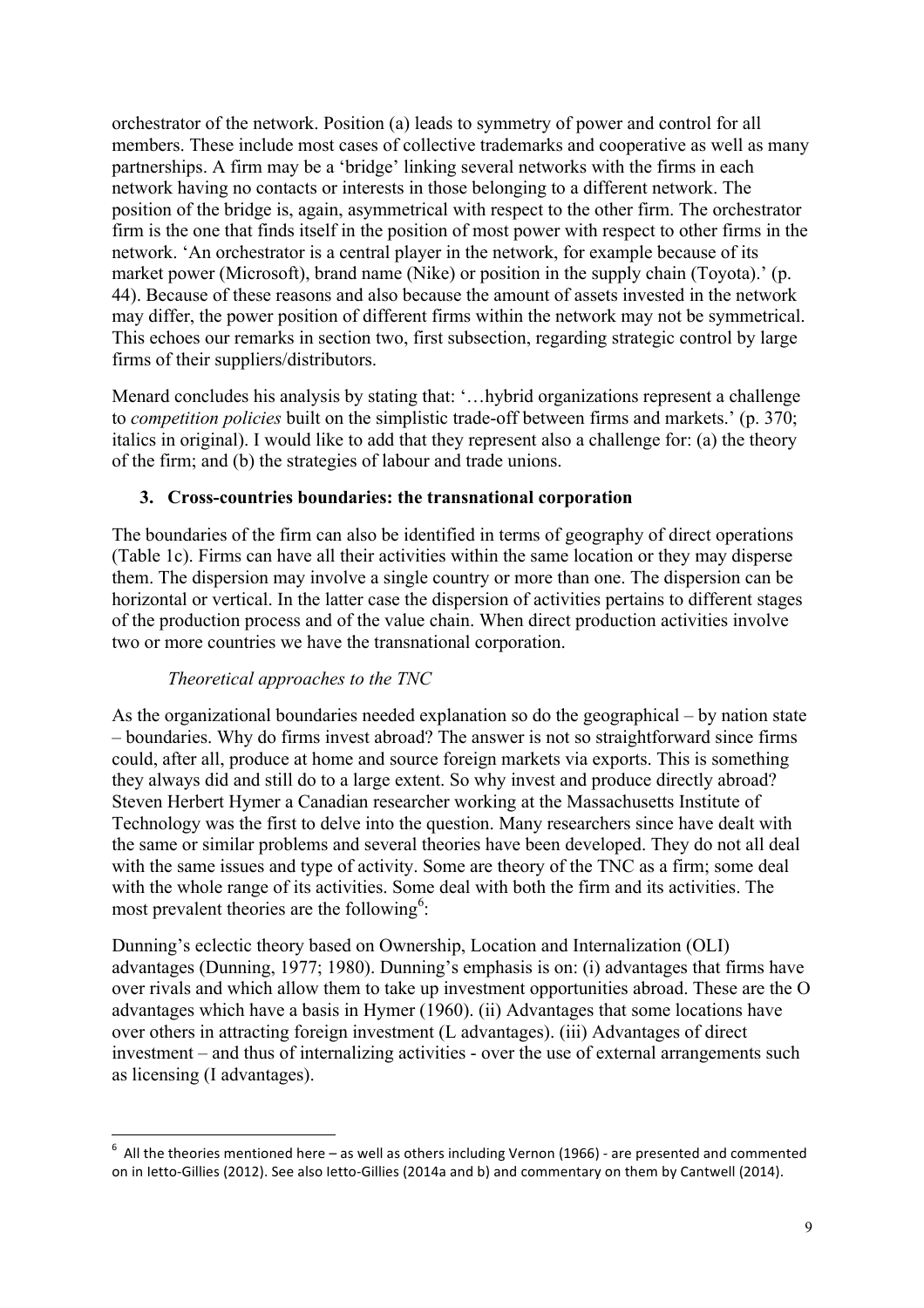orchestrator of the network. Position (a) leads to symmetry of power and control for all members. These include most cases of collective trademarks and cooperative as well as many partnerships. A firm may be a 'bridge' linking several networks with the firms in each network having no contacts or interests in those belonging to a different network. The position of the bridge is, again, asymmetrical with respect to the other firm. The orchestrator firm is the one that finds itself in the position of most power with respect to other firms in the network. 'An orchestrator is a central player in the network, for example because of its market power (Microsoft), brand name (Nike) or position in the supply chain (Toyota).' (p. 44). Because of these reasons and also because the amount of assets invested in the network may differ, the power position of different firms within the network may not be symmetrical. This echoes our remarks in section two, first subsection, regarding strategic control by large firms of their suppliers/distributors.

Menard concludes his analysis by stating that: '…hybrid organizations represent a challenge to *competition policies* built on the simplistic trade-off between firms and markets.' (p. 370; italics in original). I would like to add that they represent also a challenge for: (a) the theory of the firm; and (b) the strategies of labour and trade unions.

## 3. Cross-countries boundaries: the transnational corporation

The boundaries of the firm can also be identified in terms of geography of direct operations (Table 1c). Firms can have all their activities within the same location or they may disperse them. The dispersion may involve a single country or more than one. The dispersion can be horizontal or vertical. In the latter case the dispersion of activities pertains to different stages of the production process and of the value chain. When direct production activities involve two or more countries we have the transnational corporation.

### *Theoretical approaches to the TNC*

As the organizational boundaries needed explanation so do the geographical – by nation state – boundaries. Why do firms invest abroad? The answer is not so straightforward since firms could, after all, produce at home and source foreign markets via exports. This is something they always did and still do to a large extent. So why invest and produce directly abroad? Steven Herbert Hymer a Canadian researcher working at the Massachusetts Institute of Technology was the first to delve into the question. Many researchers since have dealt with the same or similar problems and several theories have been developed. They do not all deal with the same issues and type of activity. Some are theory of the TNC as a firm; some deal with the whole range of its activities. Some deal with both the firm and its activities. The most prevalent theories are the following[6]:

Dunning's eclectic theory based on Ownership, Location and Internalization (OLI) advantages (Dunning, 1977; 1980). Dunning's emphasis is on: (i) advantages that firms have over rivals and which allow them to take up investment opportunities abroad. These are the O advantages which have a basis in Hymer (1960). (ii) Advantages that some locations have over others in attracting foreign investment (L advantages). (iii) Advantages of direct investment – and thus of internalizing activities - over the use of external arrangements such as licensing (I advantages).

[6] All the theories mentioned here – as well as others including Vernon (1966) - are presented and commented on in Ietto-Gillies (2012). See also Ietto-Gillies (2014a and b) and commentary on them by Cantwell (2014).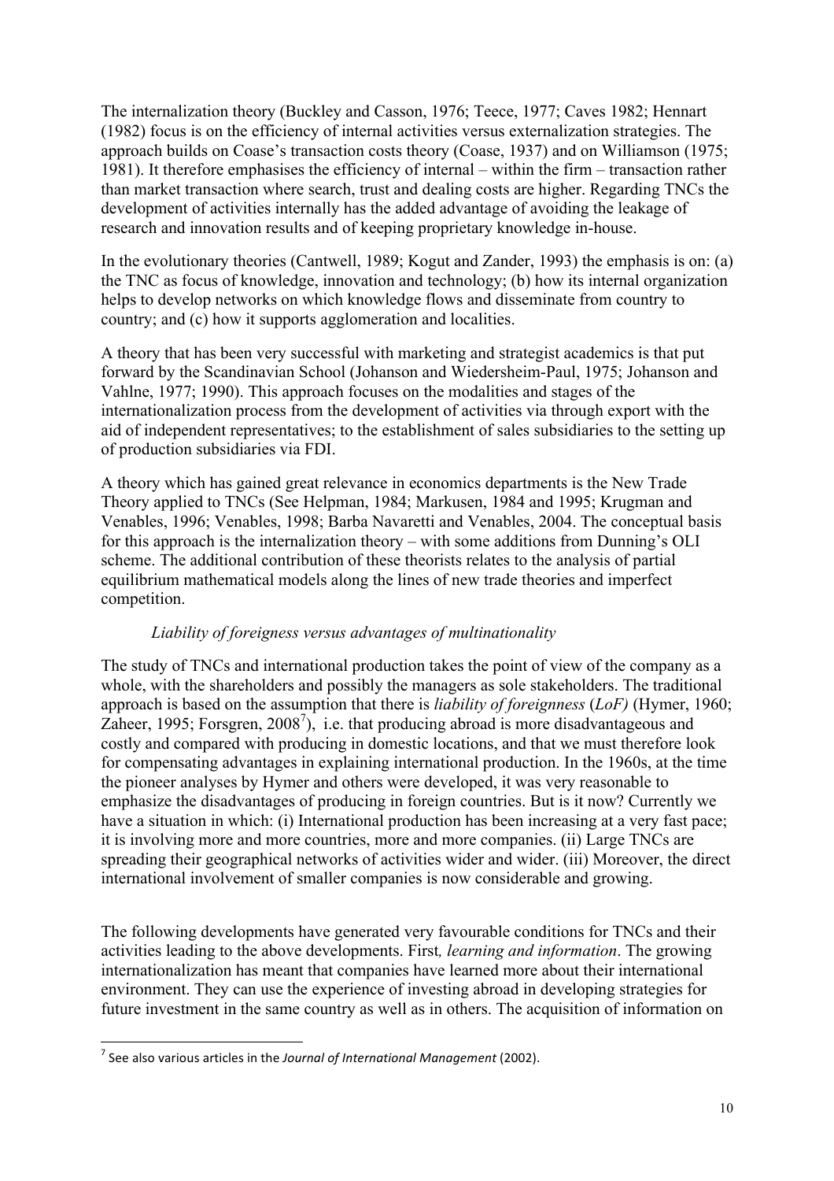The internalization theory (Buckley and Casson, 1976; Teece, 1977; Caves 1982; Hennart (1982) focus is on the efficiency of internal activities versus externalization strategies. The approach builds on Coase's transaction costs theory (Coase, 1937) and on Williamson (1975; 1981). It therefore emphasises the efficiency of internal – within the firm – transaction rather than market transaction where search, trust and dealing costs are higher. Regarding TNCs the development of activities internally has the added advantage of avoiding the leakage of research and innovation results and of keeping proprietary knowledge in-house.

In the evolutionary theories (Cantwell, 1989; Kogut and Zander, 1993) the emphasis is on: (a) the TNC as focus of knowledge, innovation and technology; (b) how its internal organization helps to develop networks on which knowledge flows and disseminate from country to country; and (c) how it supports agglomeration and localities.

A theory that has been very successful with marketing and strategist academics is that put forward by the Scandinavian School (Johanson and Wiedersheim-Paul, 1975; Johanson and Vahlne, 1977; 1990). This approach focuses on the modalities and stages of the internationalization process from the development of activities via through export with the aid of independent representatives; to the establishment of sales subsidiaries to the setting up of production subsidiaries via FDI.

A theory which has gained great relevance in economics departments is the New Trade Theory applied to TNCs (See Helpman, 1984; Markusen, 1984 and 1995; Krugman and Venables, 1996; Venables, 1998; Barba Navaretti and Venables, 2004. The conceptual basis for this approach is the internalization theory – with some additions from Dunning's OLI scheme. The additional contribution of these theorists relates to the analysis of partial equilibrium mathematical models along the lines of new trade theories and imperfect competition.

*Liability of foreigness versus advantages of multinationality*

The study of TNCs and international production takes the point of view of the company as a whole, with the shareholders and possibly the managers as sole stakeholders. The traditional approach is based on the assumption that there is *liability of foreignness* (*LoF)* (Hymer, 1960; Zaheer, 1995; Forsgren, 2008[7]), i.e. that producing abroad is more disadvantageous and costly and compared with producing in domestic locations, and that we must therefore look for compensating advantages in explaining international production. In the 1960s, at the time the pioneer analyses by Hymer and others were developed, it was very reasonable to emphasize the disadvantages of producing in foreign countries. But is it now? Currently we have a situation in which: (i) International production has been increasing at a very fast pace; it is involving more and more countries, more and more companies. (ii) Large TNCs are spreading their geographical networks of activities wider and wider. (iii) Moreover, the direct international involvement of smaller companies is now considerable and growing.

The following developments have generated very favourable conditions for TNCs and their activities leading to the above developments. First*, learning and information*. The growing internationalization has meant that companies have learned more about their international environment. They can use the experience of investing abroad in developing strategies for future investment in the same country as well as in others. The acquisition of information on

[7] See also various articles in the *Journal of International Management* (2002).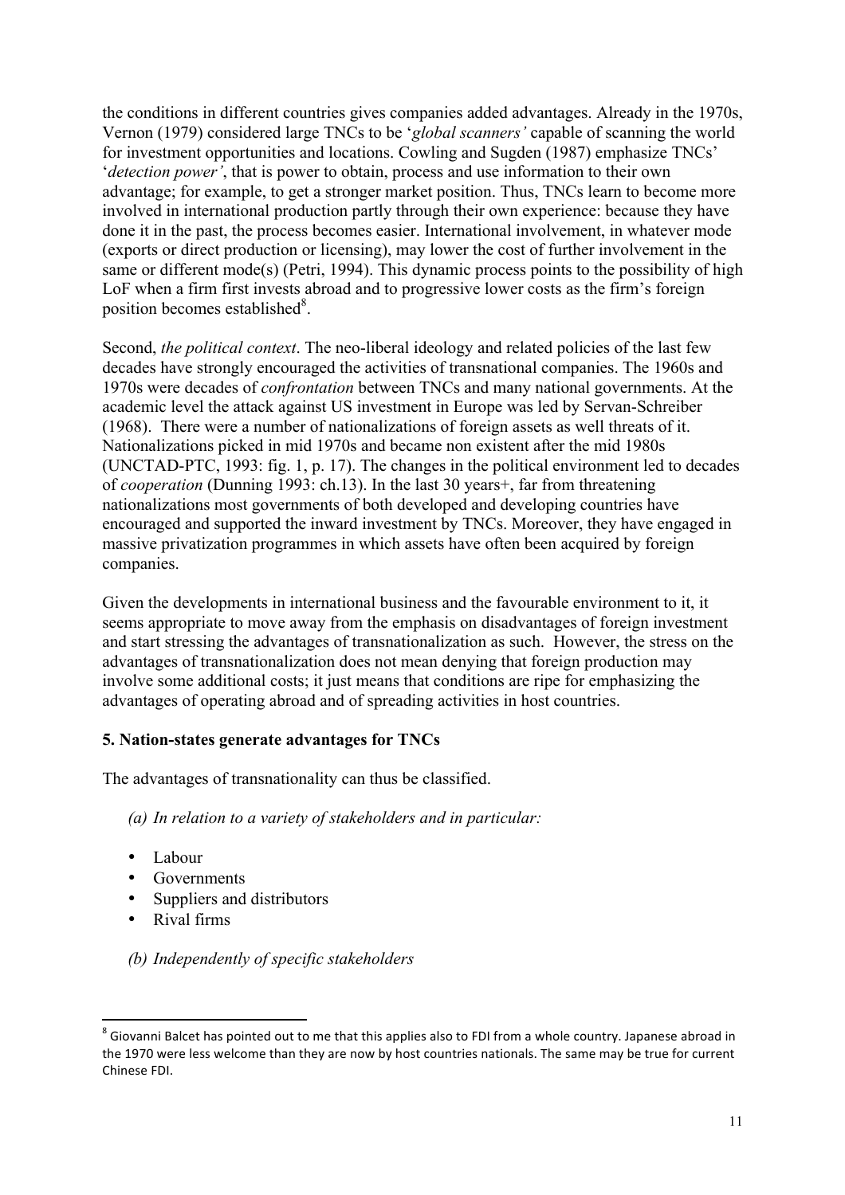the conditions in different countries gives companies added advantages. Already in the 1970s, Vernon (1979) considered large TNCs to be '*global scanners'* capable of scanning the world for investment opportunities and locations. Cowling and Sugden (1987) emphasize TNCs' '*detection power'*, that is power to obtain, process and use information to their own advantage; for example, to get a stronger market position. Thus, TNCs learn to become more involved in international production partly through their own experience: because they have done it in the past, the process becomes easier. International involvement, in whatever mode (exports or direct production or licensing), may lower the cost of further involvement in the same or different mode(s) (Petri, 1994). This dynamic process points to the possibility of high LoF when a firm first invests abroad and to progressive lower costs as the firm's foreign position becomes established[8].

Second, *the political context*. The neo-liberal ideology and related policies of the last few decades have strongly encouraged the activities of transnational companies. The 1960s and 1970s were decades of *confrontation* between TNCs and many national governments. At the academic level the attack against US investment in Europe was led by Servan-Schreiber (1968). There were a number of nationalizations of foreign assets as well threats of it. Nationalizations picked in mid 1970s and became non existent after the mid 1980s (UNCTAD-PTC, 1993: fig. 1, p. 17). The changes in the political environment led to decades of *cooperation* (Dunning 1993: ch.13). In the last 30 years+, far from threatening nationalizations most governments of both developed and developing countries have encouraged and supported the inward investment by TNCs. Moreover, they have engaged in massive privatization programmes in which assets have often been acquired by foreign companies.

Given the developments in international business and the favourable environment to it, it seems appropriate to move away from the emphasis on disadvantages of foreign investment and start stressing the advantages of transnationalization as such. However, the stress on the advantages of transnationalization does not mean denying that foreign production may involve some additional costs; it just means that conditions are ripe for emphasizing the advantages of operating abroad and of spreading activities in host countries.

## 5. Nation-states generate advantages for TNCs

The advantages of transnationality can thus be classified.

*(a) In relation to a variety of stakeholders and in particular:*

- Labour
- Governments
- Suppliers and distributors
- Rival firms

*(b) Independently of specific stakeholders*

---

[8] Giovanni Balcet has pointed out to me that this applies also to FDI from a whole country. Japanese abroad in the 1970 were less welcome than they are now by host countries nationals. The same may be true for current Chinese FDI.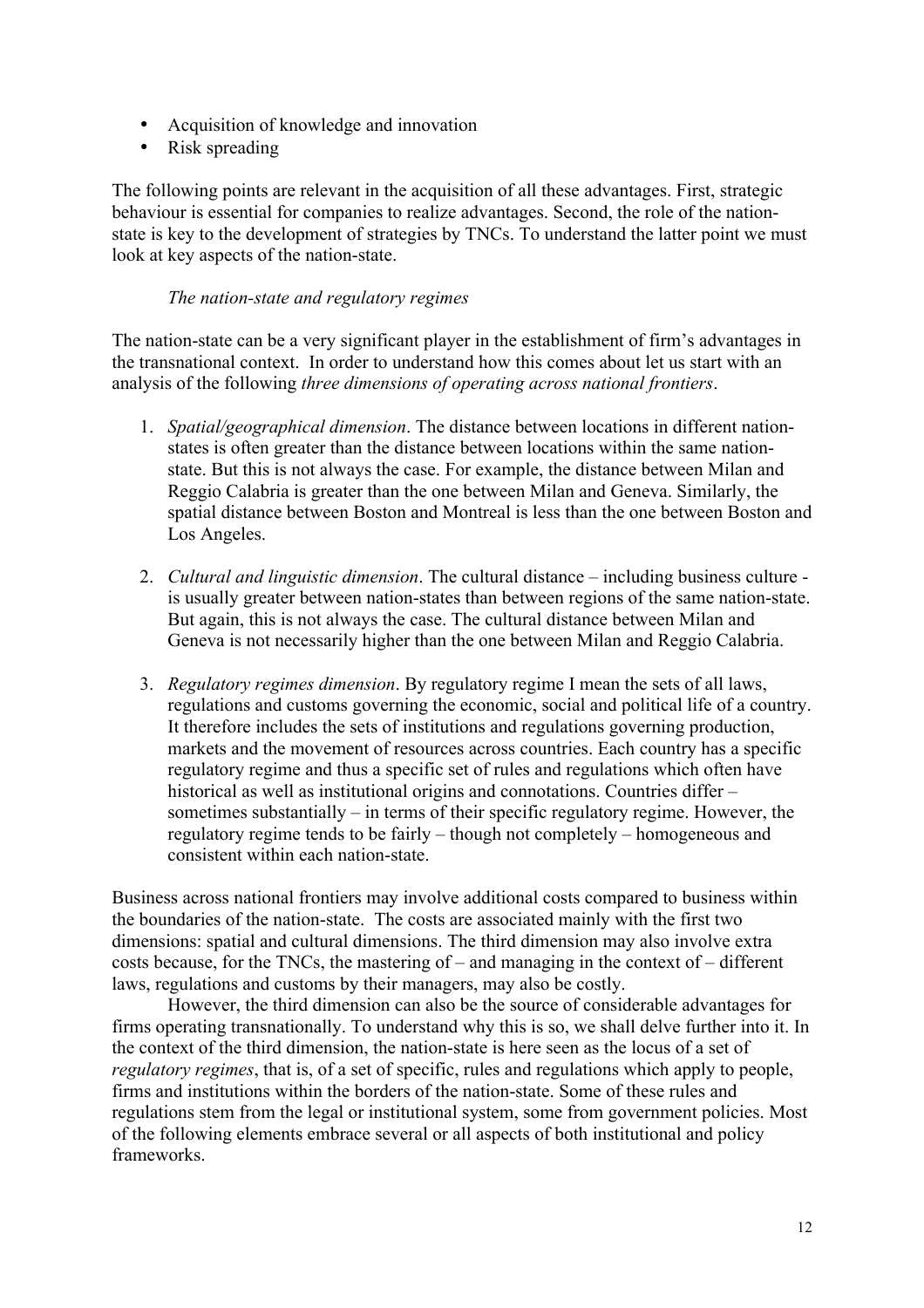- Acquisition of knowledge and innovation
- Risk spreading

The following points are relevant in the acquisition of all these advantages. First, strategic behaviour is essential for companies to realize advantages. Second, the role of the nation-state is key to the development of strategies by TNCs. To understand the latter point we must look at key aspects of the nation-state.

*The nation-state and regulatory regimes*

The nation-state can be a very significant player in the establishment of firm's advantages in the transnational context. In order to understand how this comes about let us start with an analysis of the following *three dimensions of operating across national frontiers*.

1. *Spatial/geographical dimension*. The distance between locations in different nation-states is often greater than the distance between locations within the same nation-state. But this is not always the case. For example, the distance between Milan and Reggio Calabria is greater than the one between Milan and Geneva. Similarly, the spatial distance between Boston and Montreal is less than the one between Boston and Los Angeles.

2. *Cultural and linguistic dimension*. The cultural distance – including business culture - is usually greater between nation-states than between regions of the same nation-state. But again, this is not always the case. The cultural distance between Milan and Geneva is not necessarily higher than the one between Milan and Reggio Calabria.

3. *Regulatory regimes dimension*. By regulatory regime I mean the sets of all laws, regulations and customs governing the economic, social and political life of a country. It therefore includes the sets of institutions and regulations governing production, markets and the movement of resources across countries. Each country has a specific regulatory regime and thus a specific set of rules and regulations which often have historical as well as institutional origins and connotations. Countries differ – sometimes substantially – in terms of their specific regulatory regime. However, the regulatory regime tends to be fairly – though not completely – homogeneous and consistent within each nation-state.

Business across national frontiers may involve additional costs compared to business within the boundaries of the nation-state. The costs are associated mainly with the first two dimensions: spatial and cultural dimensions. The third dimension may also involve extra costs because, for the TNCs, the mastering of – and managing in the context of – different laws, regulations and customs by their managers, may also be costly.

However, the third dimension can also be the source of considerable advantages for firms operating transnationally. To understand why this is so, we shall delve further into it. In the context of the third dimension, the nation-state is here seen as the locus of a set of *regulatory regimes*, that is, of a set of specific, rules and regulations which apply to people, firms and institutions within the borders of the nation-state. Some of these rules and regulations stem from the legal or institutional system, some from government policies. Most of the following elements embrace several or all aspects of both institutional and policy frameworks.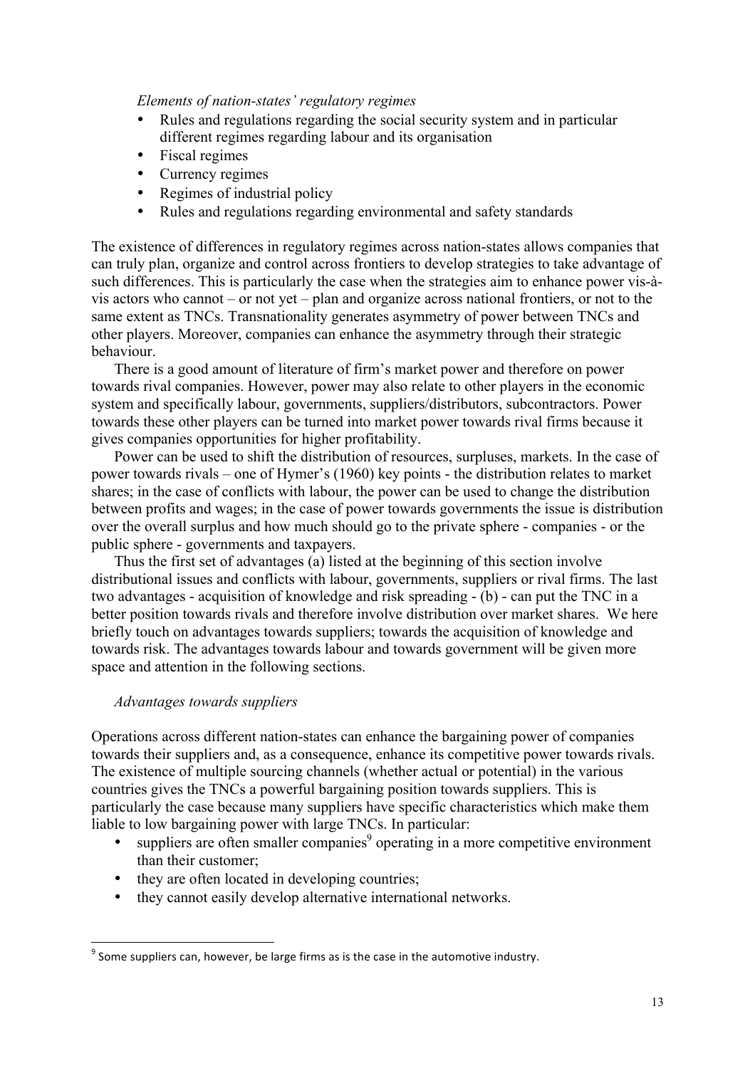*Elements of nation-states' regulatory regimes*

- Rules and regulations regarding the social security system and in particular different regimes regarding labour and its organisation
- Fiscal regimes
- Currency regimes
- Regimes of industrial policy
- Rules and regulations regarding environmental and safety standards

The existence of differences in regulatory regimes across nation-states allows companies that can truly plan, organize and control across frontiers to develop strategies to take advantage of such differences. This is particularly the case when the strategies aim to enhance power vis-à-vis actors who cannot – or not yet – plan and organize across national frontiers, or not to the same extent as TNCs. Transnationality generates asymmetry of power between TNCs and other players. Moreover, companies can enhance the asymmetry through their strategic behaviour.

There is a good amount of literature of firm's market power and therefore on power towards rival companies. However, power may also relate to other players in the economic system and specifically labour, governments, suppliers/distributors, subcontractors. Power towards these other players can be turned into market power towards rival firms because it gives companies opportunities for higher profitability.

Power can be used to shift the distribution of resources, surpluses, markets. In the case of power towards rivals – one of Hymer's (1960) key points - the distribution relates to market shares; in the case of conflicts with labour, the power can be used to change the distribution between profits and wages; in the case of power towards governments the issue is distribution over the overall surplus and how much should go to the private sphere - companies - or the public sphere - governments and taxpayers.

Thus the first set of advantages (a) listed at the beginning of this section involve distributional issues and conflicts with labour, governments, suppliers or rival firms. The last two advantages - acquisition of knowledge and risk spreading - (b) - can put the TNC in a better position towards rivals and therefore involve distribution over market shares. We here briefly touch on advantages towards suppliers; towards the acquisition of knowledge and towards risk. The advantages towards labour and towards government will be given more space and attention in the following sections.

*Advantages towards suppliers*

Operations across different nation-states can enhance the bargaining power of companies towards their suppliers and, as a consequence, enhance its competitive power towards rivals. The existence of multiple sourcing channels (whether actual or potential) in the various countries gives the TNCs a powerful bargaining position towards suppliers. This is particularly the case because many suppliers have specific characteristics which make them liable to low bargaining power with large TNCs. In particular:

- suppliers are often smaller companies[9] operating in a more competitive environment than their customer;
- they are often located in developing countries;
- they cannot easily develop alternative international networks.

[9] Some suppliers can, however, be large firms as is the case in the automotive industry.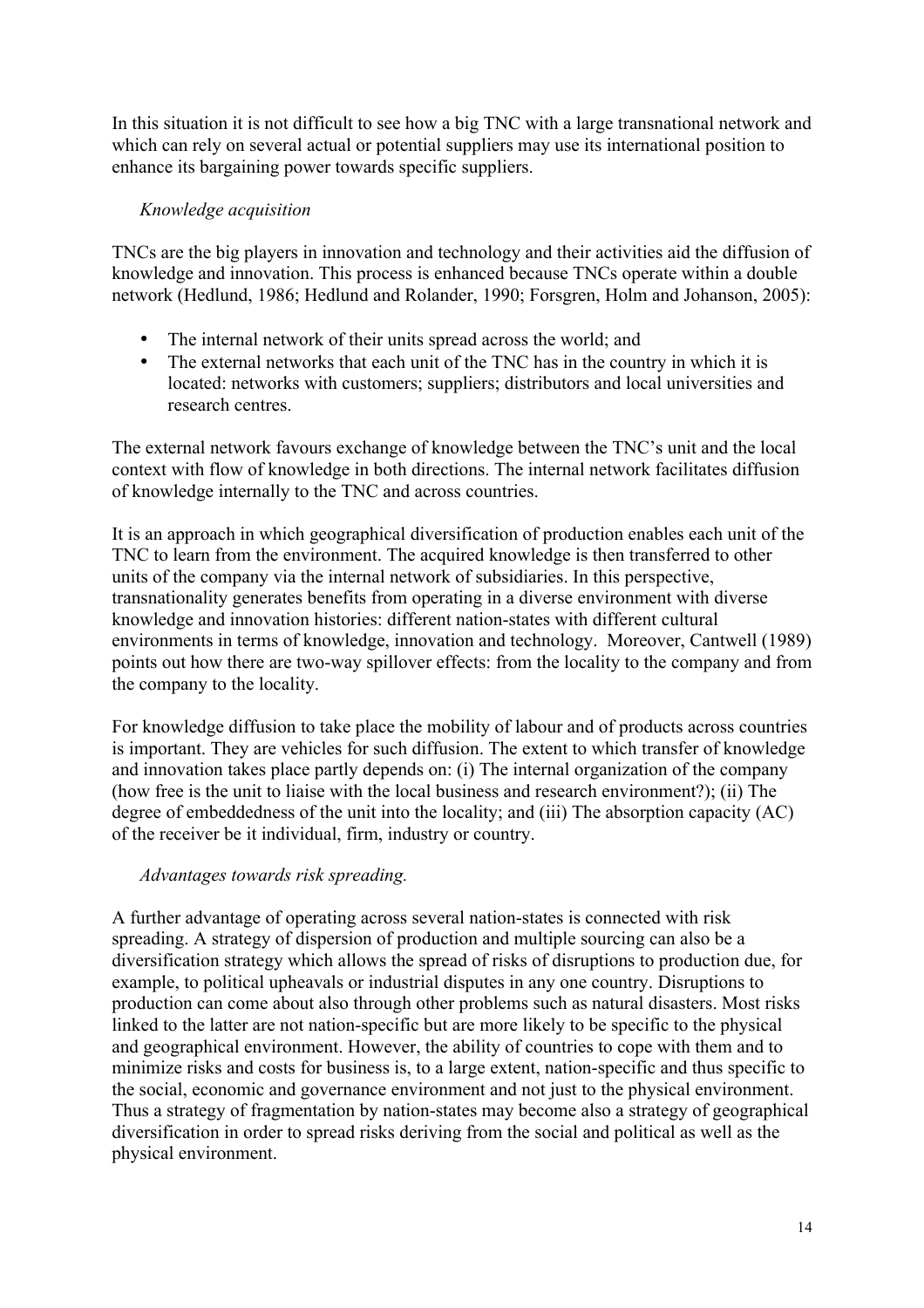In this situation it is not difficult to see how a big TNC with a large transnational network and which can rely on several actual or potential suppliers may use its international position to enhance its bargaining power towards specific suppliers.

*Knowledge acquisition*

TNCs are the big players in innovation and technology and their activities aid the diffusion of knowledge and innovation. This process is enhanced because TNCs operate within a double network (Hedlund, 1986; Hedlund and Rolander, 1990; Forsgren, Holm and Johanson, 2005):

- The internal network of their units spread across the world; and
- The external networks that each unit of the TNC has in the country in which it is located: networks with customers; suppliers; distributors and local universities and research centres.

The external network favours exchange of knowledge between the TNC's unit and the local context with flow of knowledge in both directions. The internal network facilitates diffusion of knowledge internally to the TNC and across countries.

It is an approach in which geographical diversification of production enables each unit of the TNC to learn from the environment. The acquired knowledge is then transferred to other units of the company via the internal network of subsidiaries. In this perspective, transnationality generates benefits from operating in a diverse environment with diverse knowledge and innovation histories: different nation-states with different cultural environments in terms of knowledge, innovation and technology. Moreover, Cantwell (1989) points out how there are two-way spillover effects: from the locality to the company and from the company to the locality.

For knowledge diffusion to take place the mobility of labour and of products across countries is important. They are vehicles for such diffusion. The extent to which transfer of knowledge and innovation takes place partly depends on: (i) The internal organization of the company (how free is the unit to liaise with the local business and research environment?); (ii) The degree of embeddedness of the unit into the locality; and (iii) The absorption capacity (AC) of the receiver be it individual, firm, industry or country.

*Advantages towards risk spreading.*

A further advantage of operating across several nation-states is connected with risk spreading. A strategy of dispersion of production and multiple sourcing can also be a diversification strategy which allows the spread of risks of disruptions to production due, for example, to political upheavals or industrial disputes in any one country. Disruptions to production can come about also through other problems such as natural disasters. Most risks linked to the latter are not nation-specific but are more likely to be specific to the physical and geographical environment. However, the ability of countries to cope with them and to minimize risks and costs for business is, to a large extent, nation-specific and thus specific to the social, economic and governance environment and not just to the physical environment. Thus a strategy of fragmentation by nation-states may become also a strategy of geographical diversification in order to spread risks deriving from the social and political as well as the physical environment.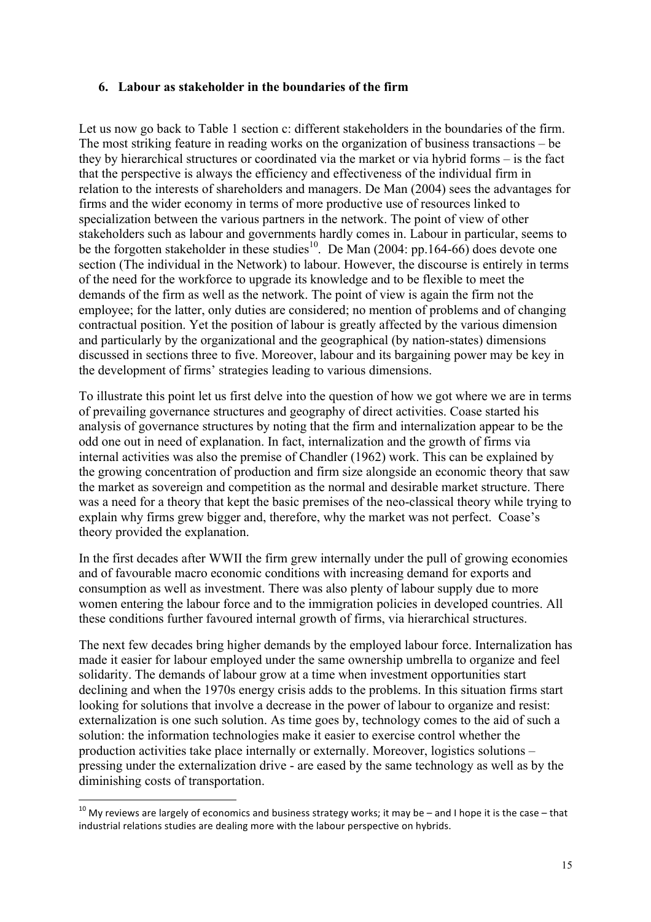### 6. Labour as stakeholder in the boundaries of the firm

Let us now go back to Table 1 section c: different stakeholders in the boundaries of the firm. The most striking feature in reading works on the organization of business transactions – be they by hierarchical structures or coordinated via the market or via hybrid forms – is the fact that the perspective is always the efficiency and effectiveness of the individual firm in relation to the interests of shareholders and managers. De Man (2004) sees the advantages for firms and the wider economy in terms of more productive use of resources linked to specialization between the various partners in the network. The point of view of other stakeholders such as labour and governments hardly comes in. Labour in particular, seems to be the forgotten stakeholder in these studies[10]. De Man (2004: pp.164-66) does devote one section (The individual in the Network) to labour. However, the discourse is entirely in terms of the need for the workforce to upgrade its knowledge and to be flexible to meet the demands of the firm as well as the network. The point of view is again the firm not the employee; for the latter, only duties are considered; no mention of problems and of changing contractual position. Yet the position of labour is greatly affected by the various dimension and particularly by the organizational and the geographical (by nation-states) dimensions discussed in sections three to five. Moreover, labour and its bargaining power may be key in the development of firms' strategies leading to various dimensions.

To illustrate this point let us first delve into the question of how we got where we are in terms of prevailing governance structures and geography of direct activities. Coase started his analysis of governance structures by noting that the firm and internalization appear to be the odd one out in need of explanation. In fact, internalization and the growth of firms via internal activities was also the premise of Chandler (1962) work. This can be explained by the growing concentration of production and firm size alongside an economic theory that saw the market as sovereign and competition as the normal and desirable market structure. There was a need for a theory that kept the basic premises of the neo-classical theory while trying to explain why firms grew bigger and, therefore, why the market was not perfect. Coase's theory provided the explanation.

In the first decades after WWII the firm grew internally under the pull of growing economies and of favourable macro economic conditions with increasing demand for exports and consumption as well as investment. There was also plenty of labour supply due to more women entering the labour force and to the immigration policies in developed countries. All these conditions further favoured internal growth of firms, via hierarchical structures.

The next few decades bring higher demands by the employed labour force. Internalization has made it easier for labour employed under the same ownership umbrella to organize and feel solidarity. The demands of labour grow at a time when investment opportunities start declining and when the 1970s energy crisis adds to the problems. In this situation firms start looking for solutions that involve a decrease in the power of labour to organize and resist: externalization is one such solution. As time goes by, technology comes to the aid of such a solution: the information technologies make it easier to exercise control whether the production activities take place internally or externally. Moreover, logistics solutions – pressing under the externalization drive - are eased by the same technology as well as by the diminishing costs of transportation.

[10] My reviews are largely of economics and business strategy works; it may be – and I hope it is the case – that industrial relations studies are dealing more with the labour perspective on hybrids.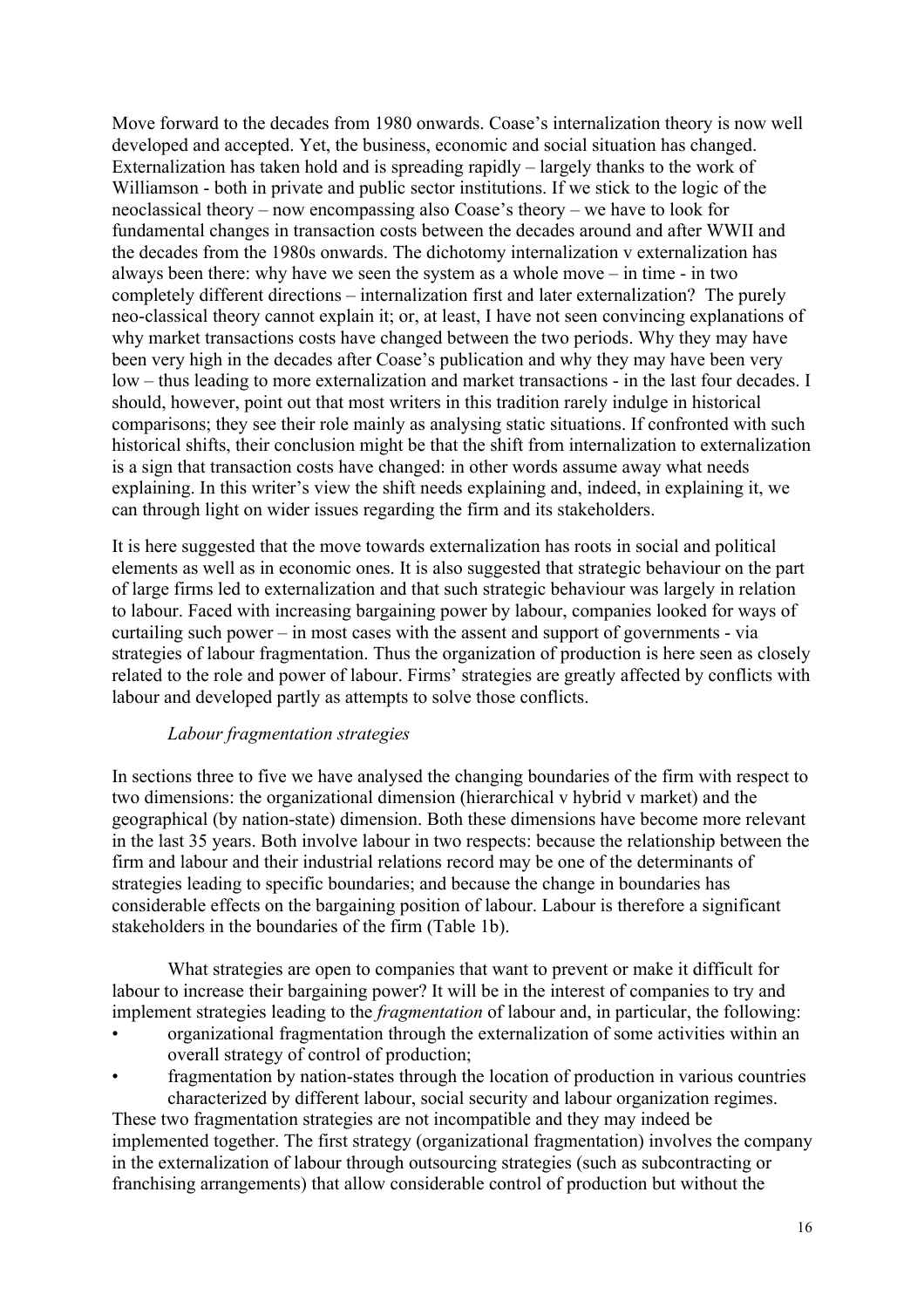Move forward to the decades from 1980 onwards. Coase's internalization theory is now well developed and accepted. Yet, the business, economic and social situation has changed. Externalization has taken hold and is spreading rapidly – largely thanks to the work of Williamson - both in private and public sector institutions. If we stick to the logic of the neoclassical theory – now encompassing also Coase's theory – we have to look for fundamental changes in transaction costs between the decades around and after WWII and the decades from the 1980s onwards. The dichotomy internalization v externalization has always been there: why have we seen the system as a whole move – in time - in two completely different directions – internalization first and later externalization? The purely neo-classical theory cannot explain it; or, at least, I have not seen convincing explanations of why market transactions costs have changed between the two periods. Why they may have been very high in the decades after Coase's publication and why they may have been very low – thus leading to more externalization and market transactions - in the last four decades. I should, however, point out that most writers in this tradition rarely indulge in historical comparisons; they see their role mainly as analysing static situations. If confronted with such historical shifts, their conclusion might be that the shift from internalization to externalization is a sign that transaction costs have changed: in other words assume away what needs explaining. In this writer's view the shift needs explaining and, indeed, in explaining it, we can through light on wider issues regarding the firm and its stakeholders.

It is here suggested that the move towards externalization has roots in social and political elements as well as in economic ones. It is also suggested that strategic behaviour on the part of large firms led to externalization and that such strategic behaviour was largely in relation to labour. Faced with increasing bargaining power by labour, companies looked for ways of curtailing such power – in most cases with the assent and support of governments - via strategies of labour fragmentation. Thus the organization of production is here seen as closely related to the role and power of labour. Firms' strategies are greatly affected by conflicts with labour and developed partly as attempts to solve those conflicts.

*Labour fragmentation strategies*

In sections three to five we have analysed the changing boundaries of the firm with respect to two dimensions: the organizational dimension (hierarchical v hybrid v market) and the geographical (by nation-state) dimension. Both these dimensions have become more relevant in the last 35 years. Both involve labour in two respects: because the relationship between the firm and labour and their industrial relations record may be one of the determinants of strategies leading to specific boundaries; and because the change in boundaries has considerable effects on the bargaining position of labour. Labour is therefore a significant stakeholders in the boundaries of the firm (Table 1b).

What strategies are open to companies that want to prevent or make it difficult for labour to increase their bargaining power? It will be in the interest of companies to try and implement strategies leading to the *fragmentation* of labour and, in particular, the following:

- organizational fragmentation through the externalization of some activities within an overall strategy of control of production;
- fragmentation by nation-states through the location of production in various countries characterized by different labour, social security and labour organization regimes.

These two fragmentation strategies are not incompatible and they may indeed be implemented together. The first strategy (organizational fragmentation) involves the company in the externalization of labour through outsourcing strategies (such as subcontracting or franchising arrangements) that allow considerable control of production but without the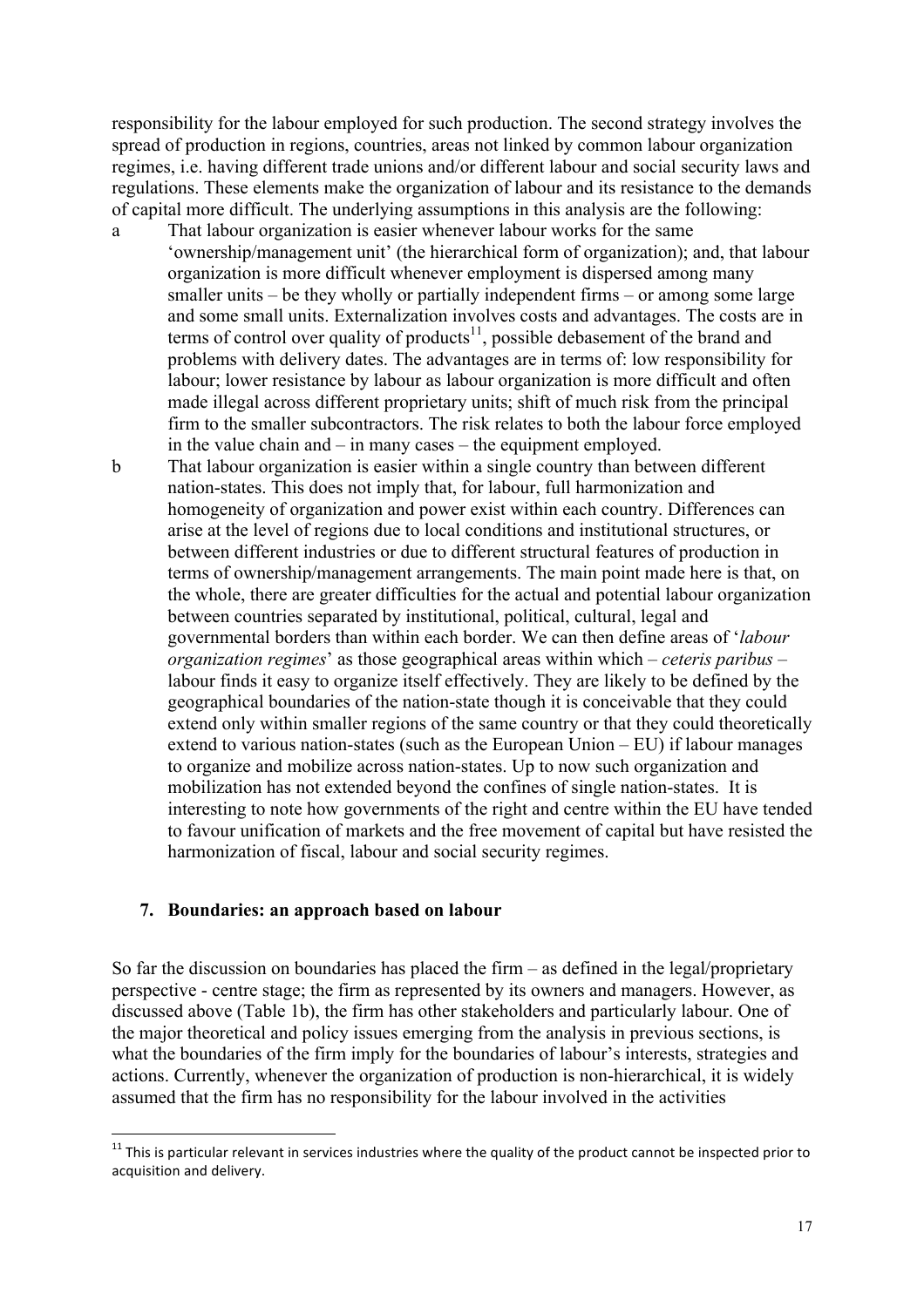responsibility for the labour employed for such production. The second strategy involves the spread of production in regions, countries, areas not linked by common labour organization regimes, i.e. having different trade unions and/or different labour and social security laws and regulations. These elements make the organization of labour and its resistance to the demands of capital more difficult. The underlying assumptions in this analysis are the following:

a That labour organization is easier whenever labour works for the same 'ownership/management unit' (the hierarchical form of organization); and, that labour organization is more difficult whenever employment is dispersed among many smaller units – be they wholly or partially independent firms – or among some large and some small units. Externalization involves costs and advantages. The costs are in terms of control over quality of products[11], possible debasement of the brand and problems with delivery dates. The advantages are in terms of: low responsibility for labour; lower resistance by labour as labour organization is more difficult and often made illegal across different proprietary units; shift of much risk from the principal firm to the smaller subcontractors. The risk relates to both the labour force employed in the value chain and – in many cases – the equipment employed.

b That labour organization is easier within a single country than between different nation-states. This does not imply that, for labour, full harmonization and homogeneity of organization and power exist within each country. Differences can arise at the level of regions due to local conditions and institutional structures, or between different industries or due to different structural features of production in terms of ownership/management arrangements. The main point made here is that, on the whole, there are greater difficulties for the actual and potential labour organization between countries separated by institutional, political, cultural, legal and governmental borders than within each border. We can then define areas of '*labour organization regimes*' as those geographical areas within which – *ceteris paribus* – labour finds it easy to organize itself effectively. They are likely to be defined by the geographical boundaries of the nation-state though it is conceivable that they could extend only within smaller regions of the same country or that they could theoretically extend to various nation-states (such as the European Union – EU) if labour manages to organize and mobilize across nation-states. Up to now such organization and mobilization has not extended beyond the confines of single nation-states. It is interesting to note how governments of the right and centre within the EU have tended to favour unification of markets and the free movement of capital but have resisted the harmonization of fiscal, labour and social security regimes.

## 7. Boundaries: an approach based on labour

So far the discussion on boundaries has placed the firm – as defined in the legal/proprietary perspective - centre stage; the firm as represented by its owners and managers. However, as discussed above (Table 1b), the firm has other stakeholders and particularly labour. One of the major theoretical and policy issues emerging from the analysis in previous sections, is what the boundaries of the firm imply for the boundaries of labour's interests, strategies and actions. Currently, whenever the organization of production is non-hierarchical, it is widely assumed that the firm has no responsibility for the labour involved in the activities

[11] This is particular relevant in services industries where the quality of the product cannot be inspected prior to acquisition and delivery.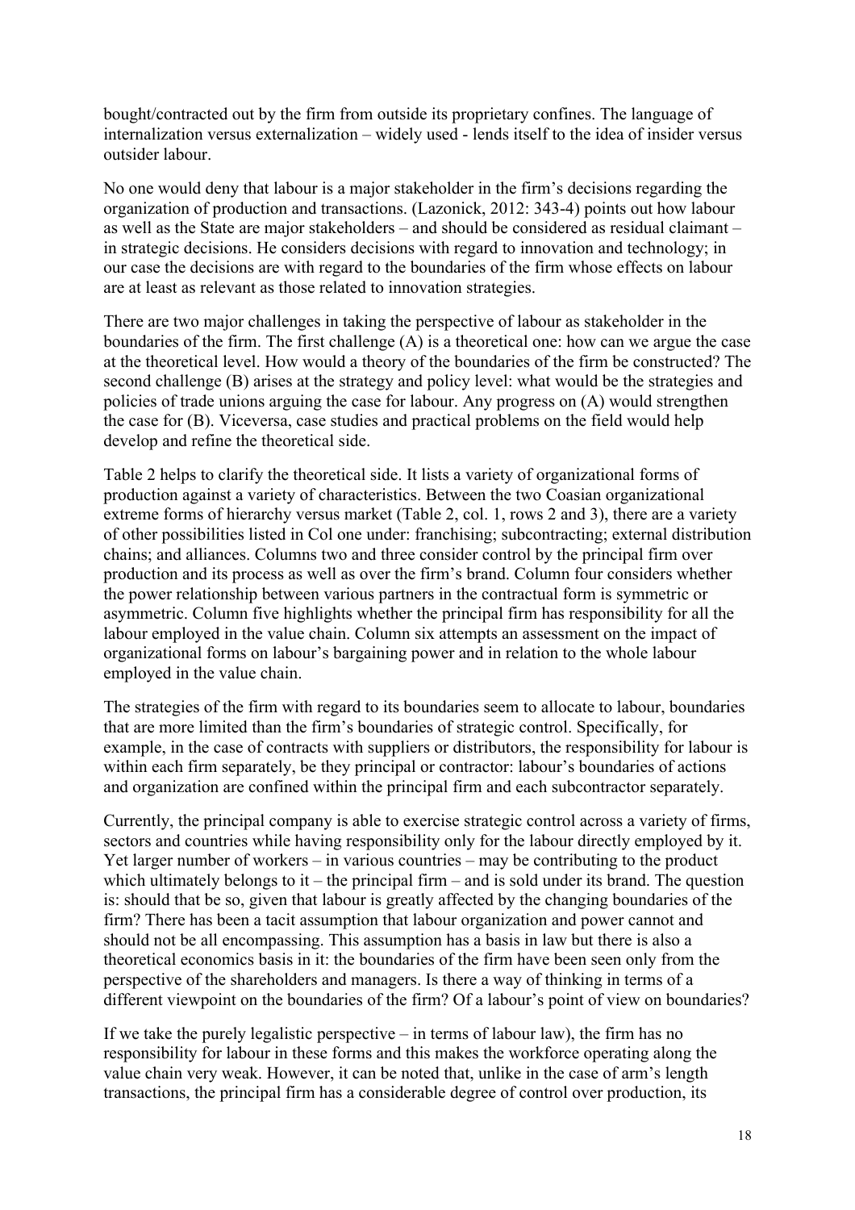bought/contracted out by the firm from outside its proprietary confines. The language of internalization versus externalization – widely used - lends itself to the idea of insider versus outsider labour.

No one would deny that labour is a major stakeholder in the firm's decisions regarding the organization of production and transactions. (Lazonick, 2012: 343-4) points out how labour as well as the State are major stakeholders – and should be considered as residual claimant – in strategic decisions. He considers decisions with regard to innovation and technology; in our case the decisions are with regard to the boundaries of the firm whose effects on labour are at least as relevant as those related to innovation strategies.

There are two major challenges in taking the perspective of labour as stakeholder in the boundaries of the firm. The first challenge (A) is a theoretical one: how can we argue the case at the theoretical level. How would a theory of the boundaries of the firm be constructed? The second challenge (B) arises at the strategy and policy level: what would be the strategies and policies of trade unions arguing the case for labour. Any progress on (A) would strengthen the case for (B). Viceversa, case studies and practical problems on the field would help develop and refine the theoretical side.

Table 2 helps to clarify the theoretical side. It lists a variety of organizational forms of production against a variety of characteristics. Between the two Coasian organizational extreme forms of hierarchy versus market (Table 2, col. 1, rows 2 and 3), there are a variety of other possibilities listed in Col one under: franchising; subcontracting; external distribution chains; and alliances. Columns two and three consider control by the principal firm over production and its process as well as over the firm's brand. Column four considers whether the power relationship between various partners in the contractual form is symmetric or asymmetric. Column five highlights whether the principal firm has responsibility for all the labour employed in the value chain. Column six attempts an assessment on the impact of organizational forms on labour's bargaining power and in relation to the whole labour employed in the value chain.

The strategies of the firm with regard to its boundaries seem to allocate to labour, boundaries that are more limited than the firm's boundaries of strategic control. Specifically, for example, in the case of contracts with suppliers or distributors, the responsibility for labour is within each firm separately, be they principal or contractor: labour's boundaries of actions and organization are confined within the principal firm and each subcontractor separately.

Currently, the principal company is able to exercise strategic control across a variety of firms, sectors and countries while having responsibility only for the labour directly employed by it. Yet larger number of workers – in various countries – may be contributing to the product which ultimately belongs to it – the principal firm – and is sold under its brand. The question is: should that be so, given that labour is greatly affected by the changing boundaries of the firm? There has been a tacit assumption that labour organization and power cannot and should not be all encompassing. This assumption has a basis in law but there is also a theoretical economics basis in it: the boundaries of the firm have been seen only from the perspective of the shareholders and managers. Is there a way of thinking in terms of a different viewpoint on the boundaries of the firm? Of a labour's point of view on boundaries?

If we take the purely legalistic perspective – in terms of labour law), the firm has no responsibility for labour in these forms and this makes the workforce operating along the value chain very weak. However, it can be noted that, unlike in the case of arm's length transactions, the principal firm has a considerable degree of control over production, its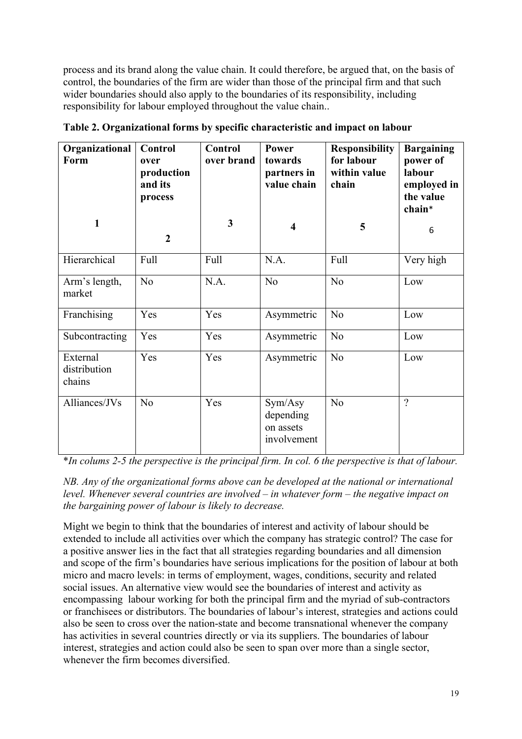process and its brand along the value chain. It could therefore, be argued that, on the basis of control, the boundaries of the firm are wider than those of the principal firm and that such wider boundaries should also apply to the boundaries of its responsibility, including responsibility for labour employed throughout the value chain..

**Table 2. Organizational forms by specific characteristic and impact on labour**

| Organizational Form<br><br>1 | Control over production and its process<br><br>2 | Control over brand<br><br>3 | Power towards partners in value chain<br><br>4 | Responsibility for labour within value chain<br><br>5 | Bargaining power of labour employed in the value chain*<br><br>6 |
|---|---|---|---|---|---|
| Hierarchical | Full | Full | N.A. | Full | Very high |
| Arm's length, market | No | N.A. | No | No | Low |
| Franchising | Yes | Yes | Asymmetric | No | Low |
| Subcontracting | Yes | Yes | Asymmetric | No | Low |
| External distribution chains | Yes | Yes | Asymmetric | No | Low |
| Alliances/JVs | No | Yes | Sym/Asy depending on assets involvement | No | ? |

**In colums 2-5 the perspective is the principal firm. In col. 6 the perspective is that of labour.*

*NB. Any of the organizational forms above can be developed at the national or international level. Whenever several countries are involved – in whatever form – the negative impact on the bargaining power of labour is likely to decrease.*

Might we begin to think that the boundaries of interest and activity of labour should be extended to include all activities over which the company has strategic control? The case for a positive answer lies in the fact that all strategies regarding boundaries and all dimension and scope of the firm's boundaries have serious implications for the position of labour at both micro and macro levels: in terms of employment, wages, conditions, security and related social issues. An alternative view would see the boundaries of interest and activity as encompassing labour working for both the principal firm and the myriad of sub-contractors or franchisees or distributors. The boundaries of labour's interest, strategies and actions could also be seen to cross over the nation-state and become transnational whenever the company has activities in several countries directly or via its suppliers. The boundaries of labour interest, strategies and action could also be seen to span over more than a single sector, whenever the firm becomes diversified.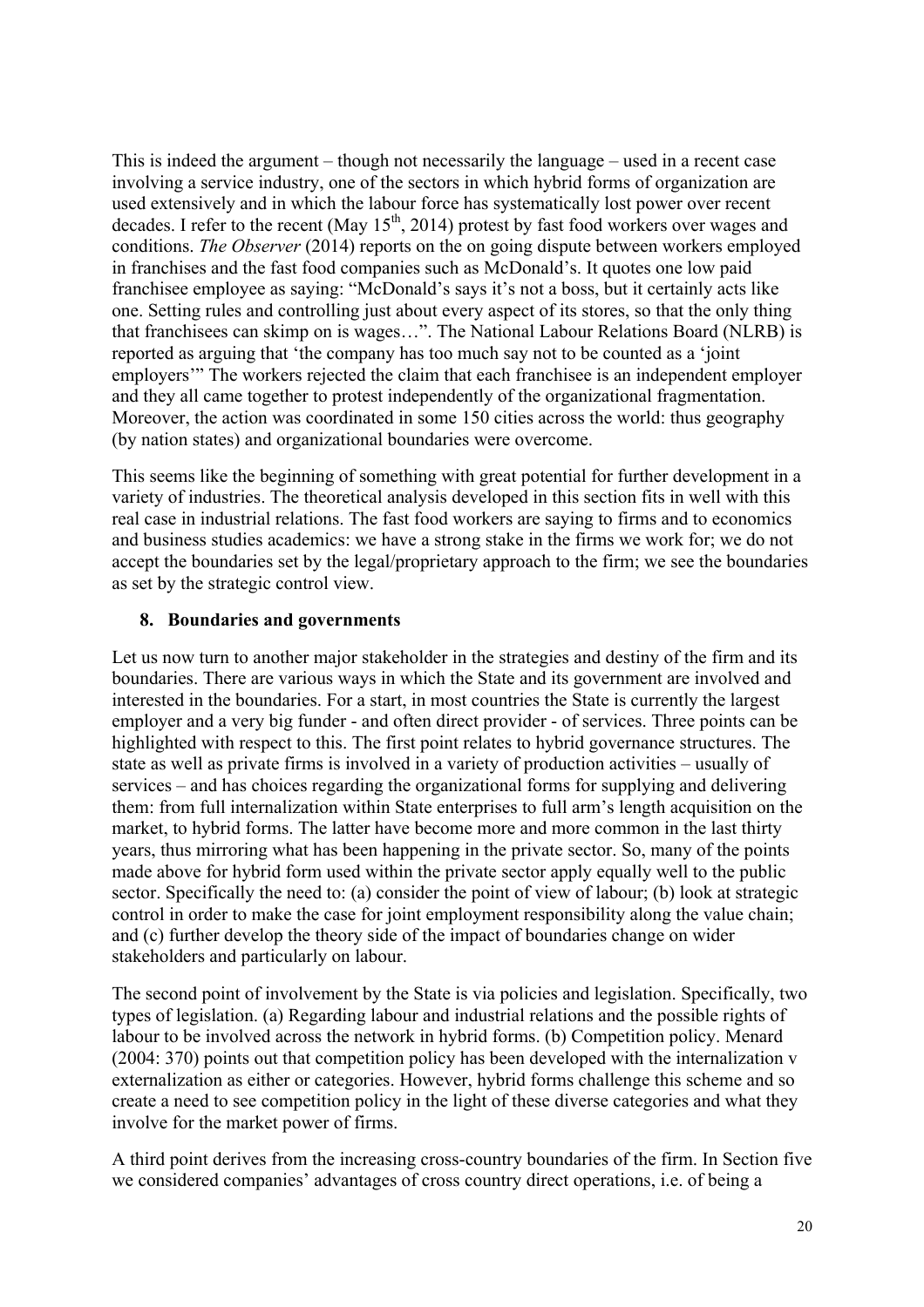This is indeed the argument – though not necessarily the language – used in a recent case involving a service industry, one of the sectors in which hybrid forms of organization are used extensively and in which the labour force has systematically lost power over recent decades. I refer to the recent (May 15th, 2014) protest by fast food workers over wages and conditions. *The Observer* (2014) reports on the on going dispute between workers employed in franchises and the fast food companies such as McDonald's. It quotes one low paid franchisee employee as saying: "McDonald's says it's not a boss, but it certainly acts like one. Setting rules and controlling just about every aspect of its stores, so that the only thing that franchisees can skimp on is wages…". The National Labour Relations Board (NLRB) is reported as arguing that 'the company has too much say not to be counted as a 'joint employers'" The workers rejected the claim that each franchisee is an independent employer and they all came together to protest independently of the organizational fragmentation. Moreover, the action was coordinated in some 150 cities across the world: thus geography (by nation states) and organizational boundaries were overcome.

This seems like the beginning of something with great potential for further development in a variety of industries. The theoretical analysis developed in this section fits in well with this real case in industrial relations. The fast food workers are saying to firms and to economics and business studies academics: we have a strong stake in the firms we work for; we do not accept the boundaries set by the legal/proprietary approach to the firm; we see the boundaries as set by the strategic control view.

## 8. Boundaries and governments

Let us now turn to another major stakeholder in the strategies and destiny of the firm and its boundaries. There are various ways in which the State and its government are involved and interested in the boundaries. For a start, in most countries the State is currently the largest employer and a very big funder - and often direct provider - of services. Three points can be highlighted with respect to this. The first point relates to hybrid governance structures. The state as well as private firms is involved in a variety of production activities – usually of services – and has choices regarding the organizational forms for supplying and delivering them: from full internalization within State enterprises to full arm's length acquisition on the market, to hybrid forms. The latter have become more and more common in the last thirty years, thus mirroring what has been happening in the private sector. So, many of the points made above for hybrid form used within the private sector apply equally well to the public sector. Specifically the need to: (a) consider the point of view of labour; (b) look at strategic control in order to make the case for joint employment responsibility along the value chain; and (c) further develop the theory side of the impact of boundaries change on wider stakeholders and particularly on labour.

The second point of involvement by the State is via policies and legislation. Specifically, two types of legislation. (a) Regarding labour and industrial relations and the possible rights of labour to be involved across the network in hybrid forms. (b) Competition policy. Menard (2004: 370) points out that competition policy has been developed with the internalization v externalization as either or categories. However, hybrid forms challenge this scheme and so create a need to see competition policy in the light of these diverse categories and what they involve for the market power of firms.

A third point derives from the increasing cross-country boundaries of the firm. In Section five we considered companies' advantages of cross country direct operations, i.e. of being a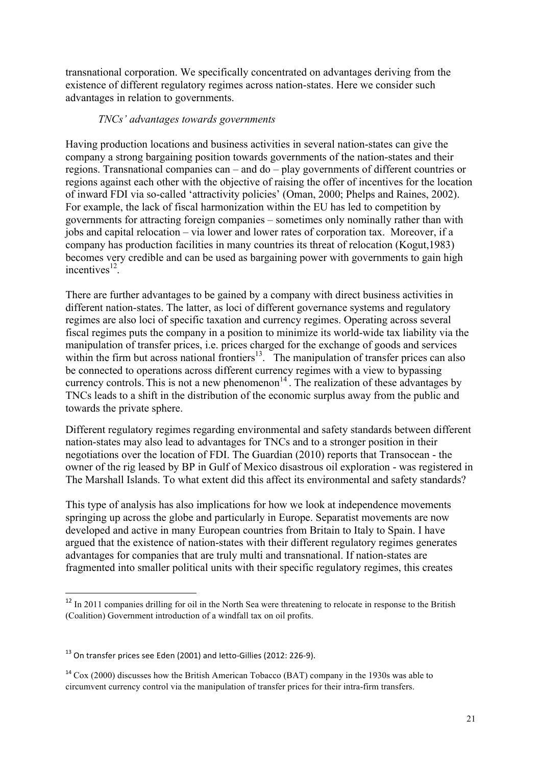transnational corporation. We specifically concentrated on advantages deriving from the existence of different regulatory regimes across nation-states. Here we consider such advantages in relation to governments.

*TNCs' advantages towards governments*

Having production locations and business activities in several nation-states can give the company a strong bargaining position towards governments of the nation-states and their regions. Transnational companies can – and do – play governments of different countries or regions against each other with the objective of raising the offer of incentives for the location of inward FDI via so-called 'attractivity policies' (Oman, 2000; Phelps and Raines, 2002). For example, the lack of fiscal harmonization within the EU has led to competition by governments for attracting foreign companies – sometimes only nominally rather than with jobs and capital relocation – via lower and lower rates of corporation tax. Moreover, if a company has production facilities in many countries its threat of relocation (Kogut,1983) becomes very credible and can be used as bargaining power with governments to gain high incentives[12].

There are further advantages to be gained by a company with direct business activities in different nation-states. The latter, as loci of different governance systems and regulatory regimes are also loci of specific taxation and currency regimes. Operating across several fiscal regimes puts the company in a position to minimize its world-wide tax liability via the manipulation of transfer prices, i.e. prices charged for the exchange of goods and services within the firm but across national frontiers[13]. The manipulation of transfer prices can also be connected to operations across different currency regimes with a view to bypassing currency controls. This is not a new phenomenon[14]. The realization of these advantages by TNCs leads to a shift in the distribution of the economic surplus away from the public and towards the private sphere.

Different regulatory regimes regarding environmental and safety standards between different nation-states may also lead to advantages for TNCs and to a stronger position in their negotiations over the location of FDI. The Guardian (2010) reports that Transocean - the owner of the rig leased by BP in Gulf of Mexico disastrous oil exploration - was registered in The Marshall Islands. To what extent did this affect its environmental and safety standards?

This type of analysis has also implications for how we look at independence movements springing up across the globe and particularly in Europe. Separatist movements are now developed and active in many European countries from Britain to Italy to Spain. I have argued that the existence of nation-states with their different regulatory regimes generates advantages for companies that are truly multi and transnational. If nation-states are fragmented into smaller political units with their specific regulatory regimes, this creates

---

[12] In 2011 companies drilling for oil in the North Sea were threatening to relocate in response to the British (Coalition) Government introduction of a windfall tax on oil profits.

[13] On transfer prices see Eden (2001) and Ietto-Gillies (2012: 226-9).

[14] Cox (2000) discusses how the British American Tobacco (BAT) company in the 1930s was able to circumvent currency control via the manipulation of transfer prices for their intra-firm transfers.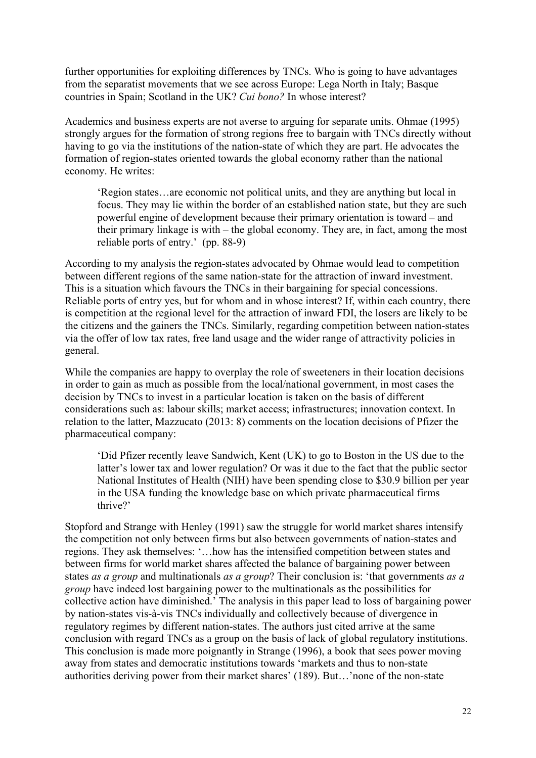further opportunities for exploiting differences by TNCs. Who is going to have advantages from the separatist movements that we see across Europe: Lega North in Italy; Basque countries in Spain; Scotland in the UK? *Cui bono?* In whose interest?

Academics and business experts are not averse to arguing for separate units. Ohmae (1995) strongly argues for the formation of strong regions free to bargain with TNCs directly without having to go via the institutions of the nation-state of which they are part. He advocates the formation of region-states oriented towards the global economy rather than the national economy. He writes:

> 'Region states…are economic not political units, and they are anything but local in focus. They may lie within the border of an established nation state, but they are such powerful engine of development because their primary orientation is toward – and their primary linkage is with – the global economy. They are, in fact, among the most reliable ports of entry.' (pp. 88-9)

According to my analysis the region-states advocated by Ohmae would lead to competition between different regions of the same nation-state for the attraction of inward investment. This is a situation which favours the TNCs in their bargaining for special concessions. Reliable ports of entry yes, but for whom and in whose interest? If, within each country, there is competition at the regional level for the attraction of inward FDI, the losers are likely to be the citizens and the gainers the TNCs. Similarly, regarding competition between nation-states via the offer of low tax rates, free land usage and the wider range of attractivity policies in general.

While the companies are happy to overplay the role of sweeteners in their location decisions in order to gain as much as possible from the local/national government, in most cases the decision by TNCs to invest in a particular location is taken on the basis of different considerations such as: labour skills; market access; infrastructures; innovation context. In relation to the latter, Mazzucato (2013: 8) comments on the location decisions of Pfizer the pharmaceutical company:

> 'Did Pfizer recently leave Sandwich, Kent (UK) to go to Boston in the US due to the latter's lower tax and lower regulation? Or was it due to the fact that the public sector National Institutes of Health (NIH) have been spending close to $30.9 billion per year in the USA funding the knowledge base on which private pharmaceutical firms thrive?'

Stopford and Strange with Henley (1991) saw the struggle for world market shares intensify the competition not only between firms but also between governments of nation-states and regions. They ask themselves: '…how has the intensified competition between states and between firms for world market shares affected the balance of bargaining power between states *as a group* and multinationals *as a group*? Their conclusion is: 'that governments *as a group* have indeed lost bargaining power to the multinationals as the possibilities for collective action have diminished.' The analysis in this paper lead to loss of bargaining power by nation-states vis-à-vis TNCs individually and collectively because of divergence in regulatory regimes by different nation-states. The authors just cited arrive at the same conclusion with regard TNCs as a group on the basis of lack of global regulatory institutions. This conclusion is made more poignantly in Strange (1996), a book that sees power moving away from states and democratic institutions towards 'markets and thus to non-state authorities deriving power from their market shares' (189). But…'none of the non-state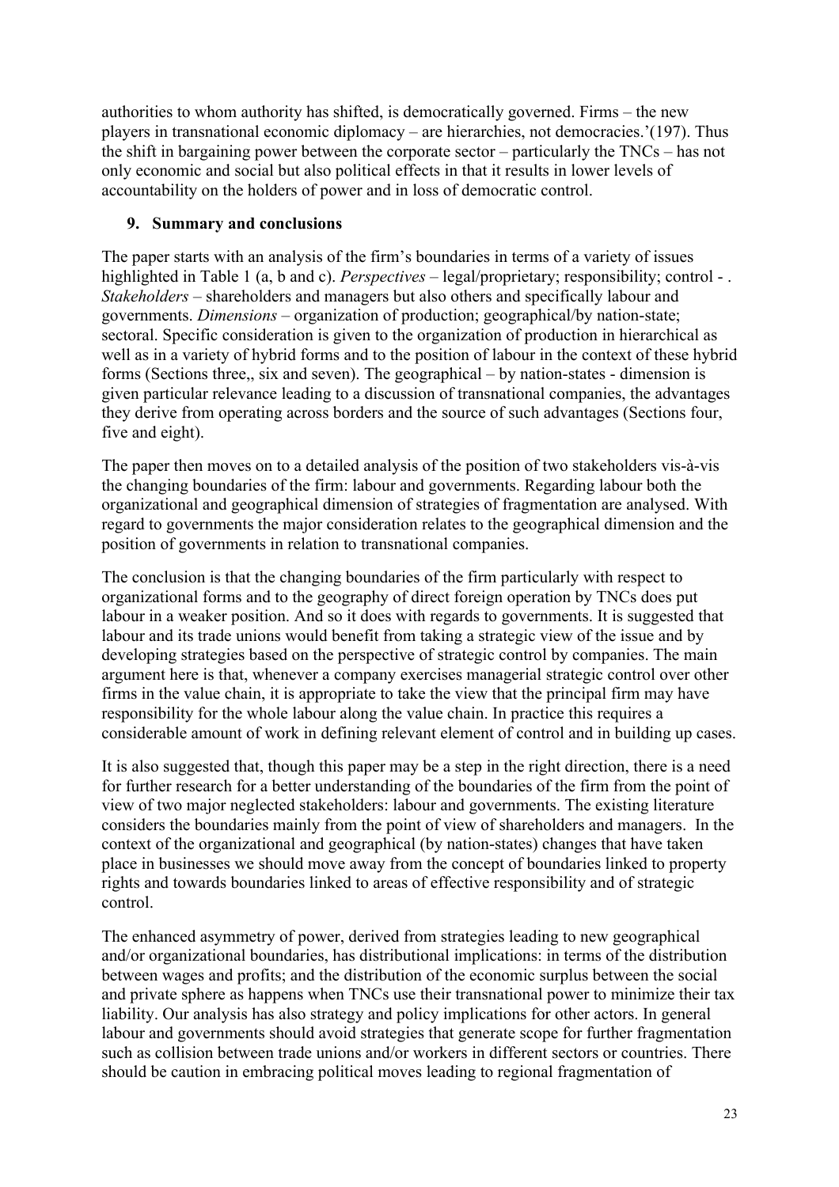authorities to whom authority has shifted, is democratically governed. Firms – the new players in transnational economic diplomacy – are hierarchies, not democracies.'(197). Thus the shift in bargaining power between the corporate sector – particularly the TNCs – has not only economic and social but also political effects in that it results in lower levels of accountability on the holders of power and in loss of democratic control.

## 9. Summary and conclusions

The paper starts with an analysis of the firm's boundaries in terms of a variety of issues highlighted in Table 1 (a, b and c). *Perspectives* – legal/proprietary; responsibility; control - . *Stakeholders* – shareholders and managers but also others and specifically labour and governments. *Dimensions* – organization of production; geographical/by nation-state; sectoral. Specific consideration is given to the organization of production in hierarchical as well as in a variety of hybrid forms and to the position of labour in the context of these hybrid forms (Sections three,, six and seven). The geographical – by nation-states - dimension is given particular relevance leading to a discussion of transnational companies, the advantages they derive from operating across borders and the source of such advantages (Sections four, five and eight).

The paper then moves on to a detailed analysis of the position of two stakeholders vis-à-vis the changing boundaries of the firm: labour and governments. Regarding labour both the organizational and geographical dimension of strategies of fragmentation are analysed. With regard to governments the major consideration relates to the geographical dimension and the position of governments in relation to transnational companies.

The conclusion is that the changing boundaries of the firm particularly with respect to organizational forms and to the geography of direct foreign operation by TNCs does put labour in a weaker position. And so it does with regards to governments. It is suggested that labour and its trade unions would benefit from taking a strategic view of the issue and by developing strategies based on the perspective of strategic control by companies. The main argument here is that, whenever a company exercises managerial strategic control over other firms in the value chain, it is appropriate to take the view that the principal firm may have responsibility for the whole labour along the value chain. In practice this requires a considerable amount of work in defining relevant element of control and in building up cases.

It is also suggested that, though this paper may be a step in the right direction, there is a need for further research for a better understanding of the boundaries of the firm from the point of view of two major neglected stakeholders: labour and governments. The existing literature considers the boundaries mainly from the point of view of shareholders and managers. In the context of the organizational and geographical (by nation-states) changes that have taken place in businesses we should move away from the concept of boundaries linked to property rights and towards boundaries linked to areas of effective responsibility and of strategic control.

The enhanced asymmetry of power, derived from strategies leading to new geographical and/or organizational boundaries, has distributional implications: in terms of the distribution between wages and profits; and the distribution of the economic surplus between the social and private sphere as happens when TNCs use their transnational power to minimize their tax liability. Our analysis has also strategy and policy implications for other actors. In general labour and governments should avoid strategies that generate scope for further fragmentation such as collision between trade unions and/or workers in different sectors or countries. There should be caution in embracing political moves leading to regional fragmentation of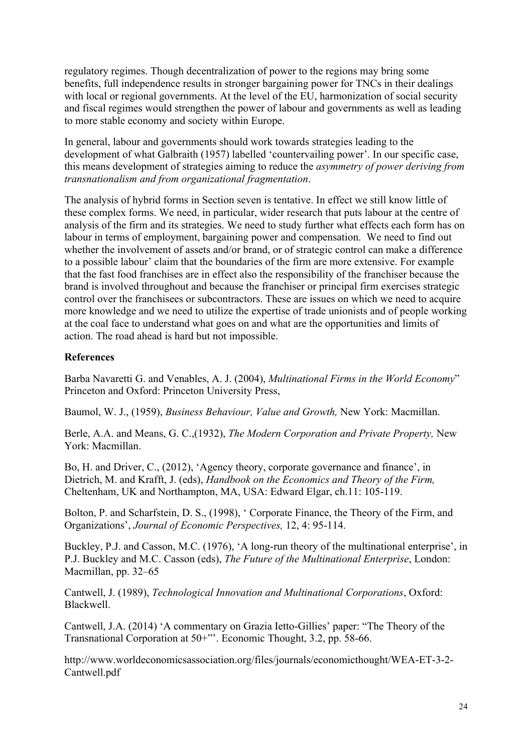regulatory regimes. Though decentralization of power to the regions may bring some benefits, full independence results in stronger bargaining power for TNCs in their dealings with local or regional governments. At the level of the EU, harmonization of social security and fiscal regimes would strengthen the power of labour and governments as well as leading to more stable economy and society within Europe.

In general, labour and governments should work towards strategies leading to the development of what Galbraith (1957) labelled 'countervailing power'. In our specific case, this means development of strategies aiming to reduce the *asymmetry of power deriving from transnationalism and from organizational fragmentation*.

The analysis of hybrid forms in Section seven is tentative. In effect we still know little of these complex forms. We need, in particular, wider research that puts labour at the centre of analysis of the firm and its strategies. We need to study further what effects each form has on labour in terms of employment, bargaining power and compensation. We need to find out whether the involvement of assets and/or brand, or of strategic control can make a difference to a possible labour' claim that the boundaries of the firm are more extensive. For example that the fast food franchises are in effect also the responsibility of the franchiser because the brand is involved throughout and because the franchiser or principal firm exercises strategic control over the franchisees or subcontractors. These are issues on which we need to acquire more knowledge and we need to utilize the expertise of trade unionists and of people working at the coal face to understand what goes on and what are the opportunities and limits of action. The road ahead is hard but not impossible.

**References**

Barba Navaretti G. and Venables, A. J. (2004), *Multinational Firms in the World Economy*" Princeton and Oxford: Princeton University Press,

Baumol, W. J., (1959), *Business Behaviour, Value and Growth,* New York: Macmillan.

Berle, A.A. and Means, G. C.,(1932), *The Modern Corporation and Private Property,* New York: Macmillan.

Bo, H. and Driver, C., (2012), 'Agency theory, corporate governance and finance', in Dietrich, M. and Krafft, J. (eds), *Handbook on the Economics and Theory of the Firm,* Cheltenham, UK and Northampton, MA, USA: Edward Elgar, ch.11: 105-119.

Bolton, P. and Scharfstein, D. S., (1998), ' Corporate Finance, the Theory of the Firm, and Organizations', *Journal of Economic Perspectives,* 12, 4: 95-114.

Buckley, P.J. and Casson, M.C. (1976), 'A long-run theory of the multinational enterprise', in P.J. Buckley and M.C. Casson (eds), *The Future of the Multinational Enterprise*, London: Macmillan, pp. 32–65

Cantwell, J. (1989), *Technological Innovation and Multinational Corporations*, Oxford: Blackwell.

Cantwell, J.A. (2014) 'A commentary on Grazia Ietto-Gillies' paper: "The Theory of the Transnational Corporation at 50+"'. Economic Thought, 3.2, pp. 58-66.

http://www.worldeconomicsassociation.org/files/journals/economicthought/WEA-ET-3-2-Cantwell.pdf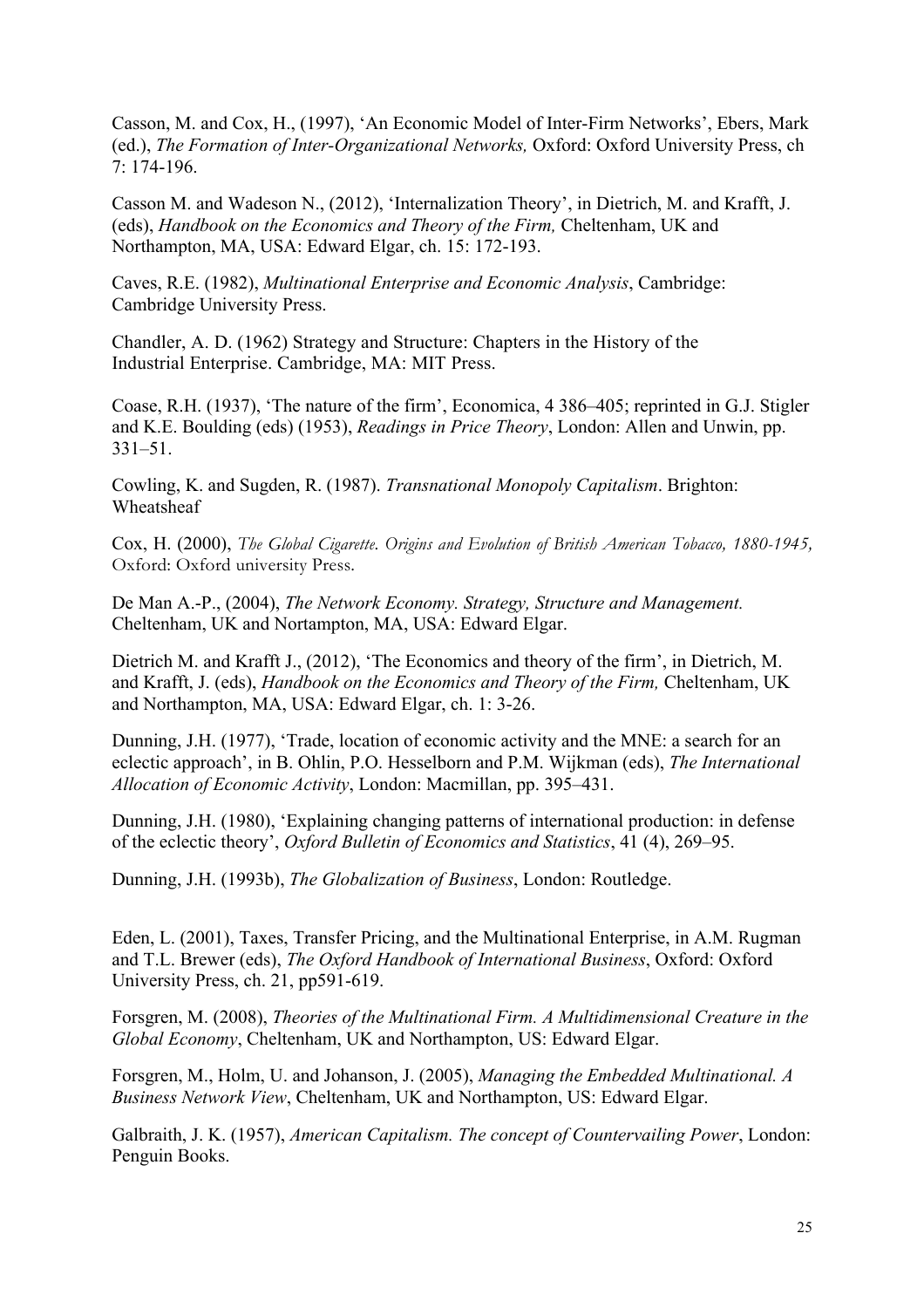Casson, M. and Cox, H., (1997), 'An Economic Model of Inter-Firm Networks', Ebers, Mark (ed.), *The Formation of Inter-Organizational Networks,* Oxford: Oxford University Press, ch 7: 174-196.

Casson M. and Wadeson N., (2012), 'Internalization Theory', in Dietrich, M. and Krafft, J. (eds), *Handbook on the Economics and Theory of the Firm,* Cheltenham, UK and Northampton, MA, USA: Edward Elgar, ch. 15: 172-193.

Caves, R.E. (1982), *Multinational Enterprise and Economic Analysis*, Cambridge: Cambridge University Press.

Chandler, A. D. (1962) Strategy and Structure: Chapters in the History of the Industrial Enterprise. Cambridge, MA: MIT Press.

Coase, R.H. (1937), 'The nature of the firm', Economica, 4 386–405; reprinted in G.J. Stigler and K.E. Boulding (eds) (1953), *Readings in Price Theory*, London: Allen and Unwin, pp. 331–51.

Cowling, K. and Sugden, R. (1987). *Transnational Monopoly Capitalism*. Brighton: Wheatsheaf

Cox, H. (2000), *The Global Cigarette. Origins and Evolution of British American Tobacco, 1880-1945,* Oxford: Oxford university Press.

De Man A.-P., (2004), *The Network Economy. Strategy, Structure and Management.* Cheltenham, UK and Nortampton, MA, USA: Edward Elgar.

Dietrich M. and Krafft J., (2012), 'The Economics and theory of the firm', in Dietrich, M. and Krafft, J. (eds), *Handbook on the Economics and Theory of the Firm,* Cheltenham, UK and Northampton, MA, USA: Edward Elgar, ch. 1: 3-26.

Dunning, J.H. (1977), 'Trade, location of economic activity and the MNE: a search for an eclectic approach', in B. Ohlin, P.O. Hesselborn and P.M. Wijkman (eds), *The International Allocation of Economic Activity*, London: Macmillan, pp. 395–431.

Dunning, J.H. (1980), 'Explaining changing patterns of international production: in defense of the eclectic theory', *Oxford Bulletin of Economics and Statistics*, 41 (4), 269–95.

Dunning, J.H. (1993b), *The Globalization of Business*, London: Routledge.

Eden, L. (2001), Taxes, Transfer Pricing, and the Multinational Enterprise, in A.M. Rugman and T.L. Brewer (eds), *The Oxford Handbook of International Business*, Oxford: Oxford University Press, ch. 21, pp591-619.

Forsgren, M. (2008), *Theories of the Multinational Firm. A Multidimensional Creature in the Global Economy*, Cheltenham, UK and Northampton, US: Edward Elgar.

Forsgren, M., Holm, U. and Johanson, J. (2005), *Managing the Embedded Multinational. A Business Network View*, Cheltenham, UK and Northampton, US: Edward Elgar.

Galbraith, J. K. (1957), *American Capitalism. The concept of Countervailing Power*, London: Penguin Books.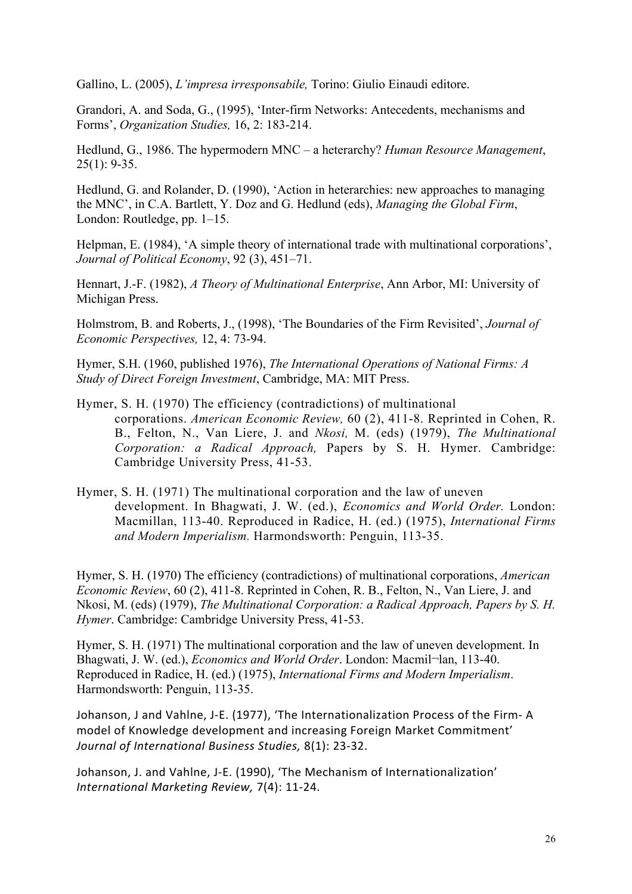Gallino, L. (2005), *L'impresa irresponsabile,* Torino: Giulio Einaudi editore.

Grandori, A. and Soda, G., (1995), 'Inter-firm Networks: Antecedents, mechanisms and Forms', *Organization Studies,* 16, 2: 183-214.

Hedlund, G., 1986. The hypermodern MNC – a heterarchy? *Human Resource Management*, 25(1): 9-35.

Hedlund, G. and Rolander, D. (1990), 'Action in heterarchies: new approaches to managing the MNC', in C.A. Bartlett, Y. Doz and G. Hedlund (eds), *Managing the Global Firm*, London: Routledge, pp. 1–15.

Helpman, E. (1984), 'A simple theory of international trade with multinational corporations', *Journal of Political Economy*, 92 (3), 451–71.

Hennart, J.-F. (1982), *A Theory of Multinational Enterprise*, Ann Arbor, MI: University of Michigan Press.

Holmstrom, B. and Roberts, J., (1998), 'The Boundaries of the Firm Revisited', *Journal of Economic Perspectives,* 12, 4: 73-94.

Hymer, S.H. (1960, published 1976), *The International Operations of National Firms: A Study of Direct Foreign Investment*, Cambridge, MA: MIT Press.

Hymer, S. H. (1970) The efficiency (contradictions) of multinational corporations. *American Economic Review,* 60 (2), 411-8. Reprinted in Cohen, R. B., Felton, N., Van Liere, J. and *Nkosi,* M. (eds) (1979), *The Multinational Corporation: a Radical Approach,* Papers by S. H. Hymer. Cambridge: Cambridge University Press, 41-53.

Hymer, S. H. (1971) The multinational corporation and the law of uneven development. In Bhagwati, J. W. (ed.), *Economics and World Order.* London: Macmillan, 113-40. Reproduced in Radice, H. (ed.) (1975), *International Firms and Modern Imperialism.* Harmondsworth: Penguin, 113-35.

Hymer, S. H. (1970) The efficiency (contradictions) of multinational corporations, *American Economic Review*, 60 (2), 411-8. Reprinted in Cohen, R. B., Felton, N., Van Liere, J. and Nkosi, M. (eds) (1979), *The Multinational Corporation: a Radical Approach, Papers by S. H. Hymer*. Cambridge: Cambridge University Press, 41-53.

Hymer, S. H. (1971) The multinational corporation and the law of uneven development. In Bhagwati, J. W. (ed.), *Economics and World Order*. London: Macmil¬lan, 113-40. Reproduced in Radice, H. (ed.) (1975), *International Firms and Modern Imperialism*. Harmondsworth: Penguin, 113-35.

Johanson, J and Vahlne, J-E. (1977), 'The Internationalization Process of the Firm- A model of Knowledge development and increasing Foreign Market Commitment' *Journal of International Business Studies,* 8(1): 23-32.

Johanson, J. and Vahlne, J-E. (1990), 'The Mechanism of Internationalization' *International Marketing Review,* 7(4): 11-24.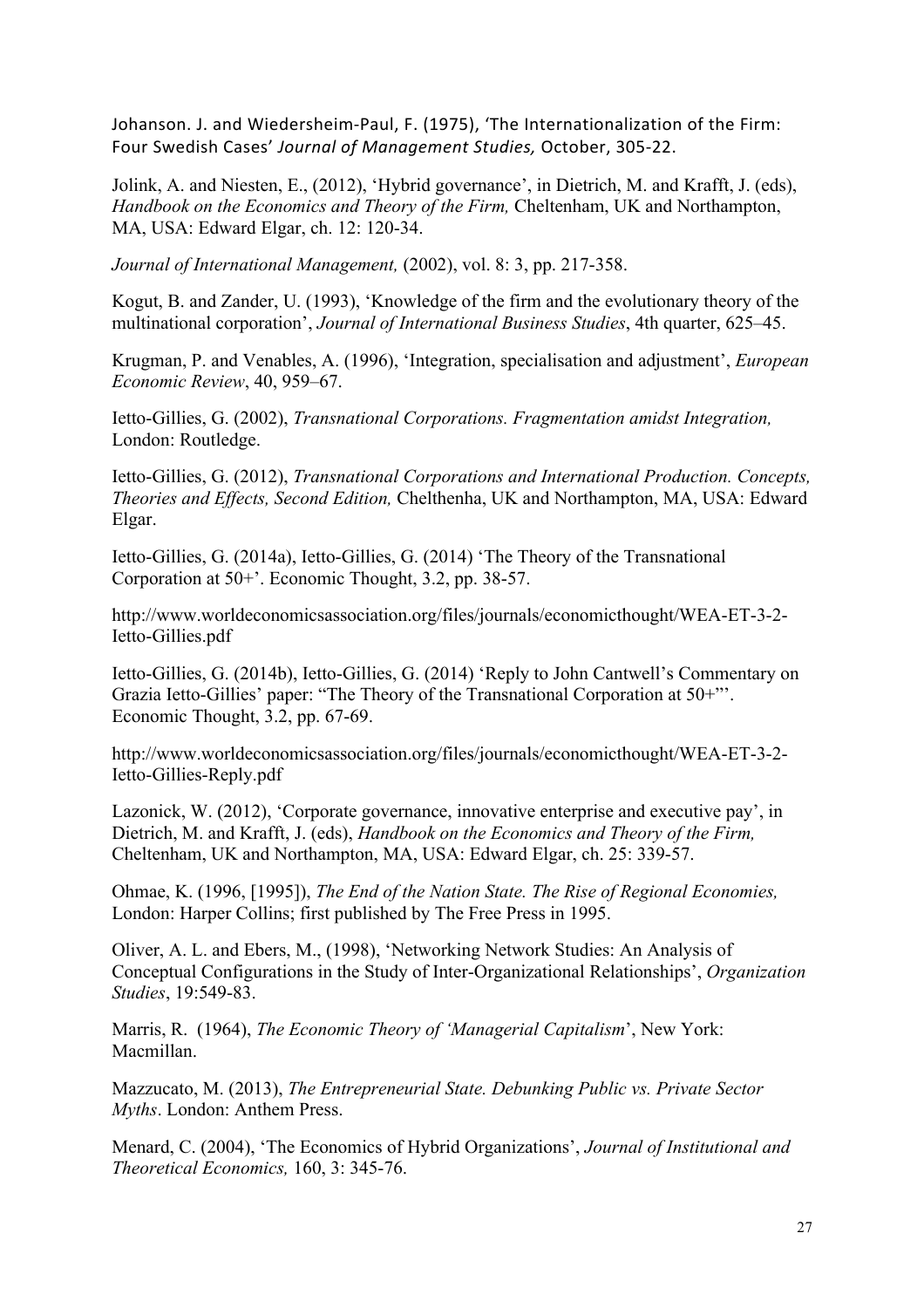Johanson. J. and Wiedersheim-Paul, F. (1975), 'The Internationalization of the Firm: Four Swedish Cases' *Journal of Management Studies,* October, 305-22.

Jolink, A. and Niesten, E., (2012), 'Hybrid governance', in Dietrich, M. and Krafft, J. (eds), *Handbook on the Economics and Theory of the Firm,* Cheltenham, UK and Northampton, MA, USA: Edward Elgar, ch. 12: 120-34.

*Journal of International Management,* (2002), vol. 8: 3, pp. 217-358.

Kogut, B. and Zander, U. (1993), 'Knowledge of the firm and the evolutionary theory of the multinational corporation', *Journal of International Business Studies*, 4th quarter, 625–45.

Krugman, P. and Venables, A. (1996), 'Integration, specialisation and adjustment', *European Economic Review*, 40, 959–67.

Ietto-Gillies, G. (2002), *Transnational Corporations. Fragmentation amidst Integration,* London: Routledge.

Ietto-Gillies, G. (2012), *Transnational Corporations and International Production. Concepts, Theories and Effects, Second Edition,* Chelthenha, UK and Northampton, MA, USA: Edward Elgar.

Ietto-Gillies, G. (2014a), Ietto-Gillies, G. (2014) 'The Theory of the Transnational Corporation at 50+'. Economic Thought, 3.2, pp. 38-57.

http://www.worldeconomicsassociation.org/files/journals/economicthought/WEA-ET-3-2-Ietto-Gillies.pdf

Ietto-Gillies, G. (2014b), Ietto-Gillies, G. (2014) 'Reply to John Cantwell's Commentary on Grazia Ietto-Gillies' paper: "The Theory of the Transnational Corporation at 50+"'. Economic Thought, 3.2, pp. 67-69.

http://www.worldeconomicsassociation.org/files/journals/economicthought/WEA-ET-3-2-Ietto-Gillies-Reply.pdf

Lazonick, W. (2012), 'Corporate governance, innovative enterprise and executive pay', in Dietrich, M. and Krafft, J. (eds), *Handbook on the Economics and Theory of the Firm,* Cheltenham, UK and Northampton, MA, USA: Edward Elgar, ch. 25: 339-57.

Ohmae, K. (1996, [1995]), *The End of the Nation State. The Rise of Regional Economies,* London: Harper Collins; first published by The Free Press in 1995.

Oliver, A. L. and Ebers, M., (1998), 'Networking Network Studies: An Analysis of Conceptual Configurations in the Study of Inter-Organizational Relationships', *Organization Studies*, 19:549-83.

Marris, R. (1964), *The Economic Theory of 'Managerial Capitalism*', New York: Macmillan.

Mazzucato, M. (2013), *The Entrepreneurial State. Debunking Public vs. Private Sector Myths*. London: Anthem Press.

Menard, C. (2004), 'The Economics of Hybrid Organizations', *Journal of Institutional and Theoretical Economics,* 160, 3: 345-76.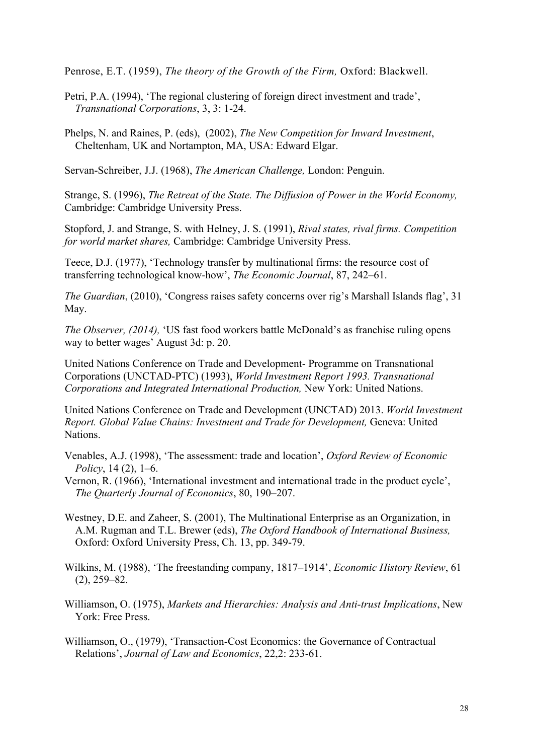Penrose, E.T. (1959), *The theory of the Growth of the Firm,* Oxford: Blackwell.

Petri, P.A. (1994), 'The regional clustering of foreign direct investment and trade', *Transnational Corporations*, 3, 3: 1-24.

Phelps, N. and Raines, P. (eds), (2002), *The New Competition for Inward Investment*, Cheltenham, UK and Nortampton, MA, USA: Edward Elgar.

Servan-Schreiber, J.J. (1968), *The American Challenge,* London: Penguin.

Strange, S. (1996), *The Retreat of the State. The Diffusion of Power in the World Economy,* Cambridge: Cambridge University Press.

Stopford, J. and Strange, S. with Helney, J. S. (1991), *Rival states, rival firms. Competition for world market shares,* Cambridge: Cambridge University Press.

Teece, D.J. (1977), 'Technology transfer by multinational firms: the resource cost of transferring technological know-how', *The Economic Journal*, 87, 242–61.

*The Guardian*, (2010), 'Congress raises safety concerns over rig's Marshall Islands flag', 31 May.

*The Observer, (2014),* 'US fast food workers battle McDonald's as franchise ruling opens way to better wages' August 3d: p. 20.

United Nations Conference on Trade and Development- Programme on Transnational Corporations (UNCTAD-PTC) (1993), *World Investment Report 1993. Transnational Corporations and Integrated International Production,* New York: United Nations.

United Nations Conference on Trade and Development (UNCTAD) 2013. *World Investment Report. Global Value Chains: Investment and Trade for Development,* Geneva: United Nations.

Venables, A.J. (1998), 'The assessment: trade and location', *Oxford Review of Economic Policy*, 14 (2), 1–6.

Vernon, R. (1966), 'International investment and international trade in the product cycle', *The Quarterly Journal of Economics*, 80, 190–207.

Westney, D.E. and Zaheer, S. (2001), The Multinational Enterprise as an Organization, in A.M. Rugman and T.L. Brewer (eds), *The Oxford Handbook of International Business,* Oxford: Oxford University Press, Ch. 13, pp. 349-79.

Wilkins, M. (1988), 'The freestanding company, 1817–1914', *Economic History Review*, 61 (2), 259–82.

Williamson, O. (1975), *Markets and Hierarchies: Analysis and Anti-trust Implications*, New York: Free Press.

Williamson, O., (1979), 'Transaction-Cost Economics: the Governance of Contractual Relations', *Journal of Law and Economics*, 22,2: 233-61.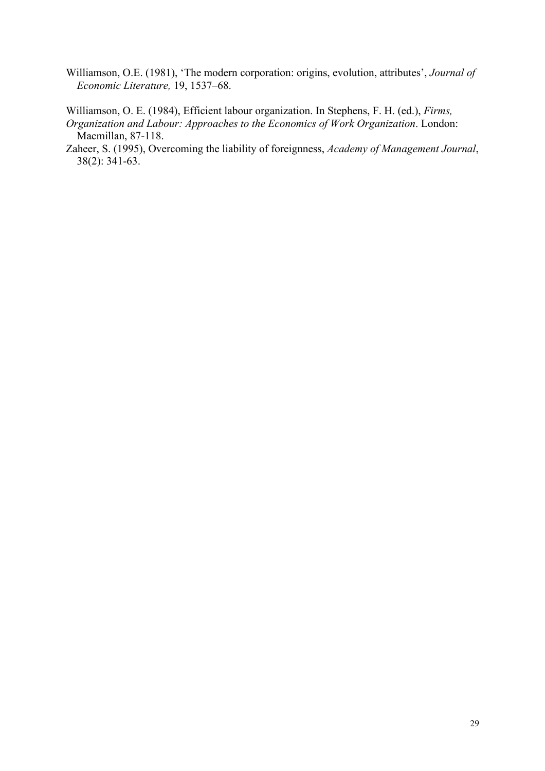Williamson, O.E. (1981), 'The modern corporation: origins, evolution, attributes', *Journal of Economic Literature,* 19, 1537–68.

Williamson, O. E. (1984), Efficient labour organization. In Stephens, F. H. (ed.), *Firms, Organization and Labour: Approaches to the Economics of Work Organization*. London: Macmillan, 87-118.

Zaheer, S. (1995), Overcoming the liability of foreignness, *Academy of Management Journal*, 38(2): 341-63.